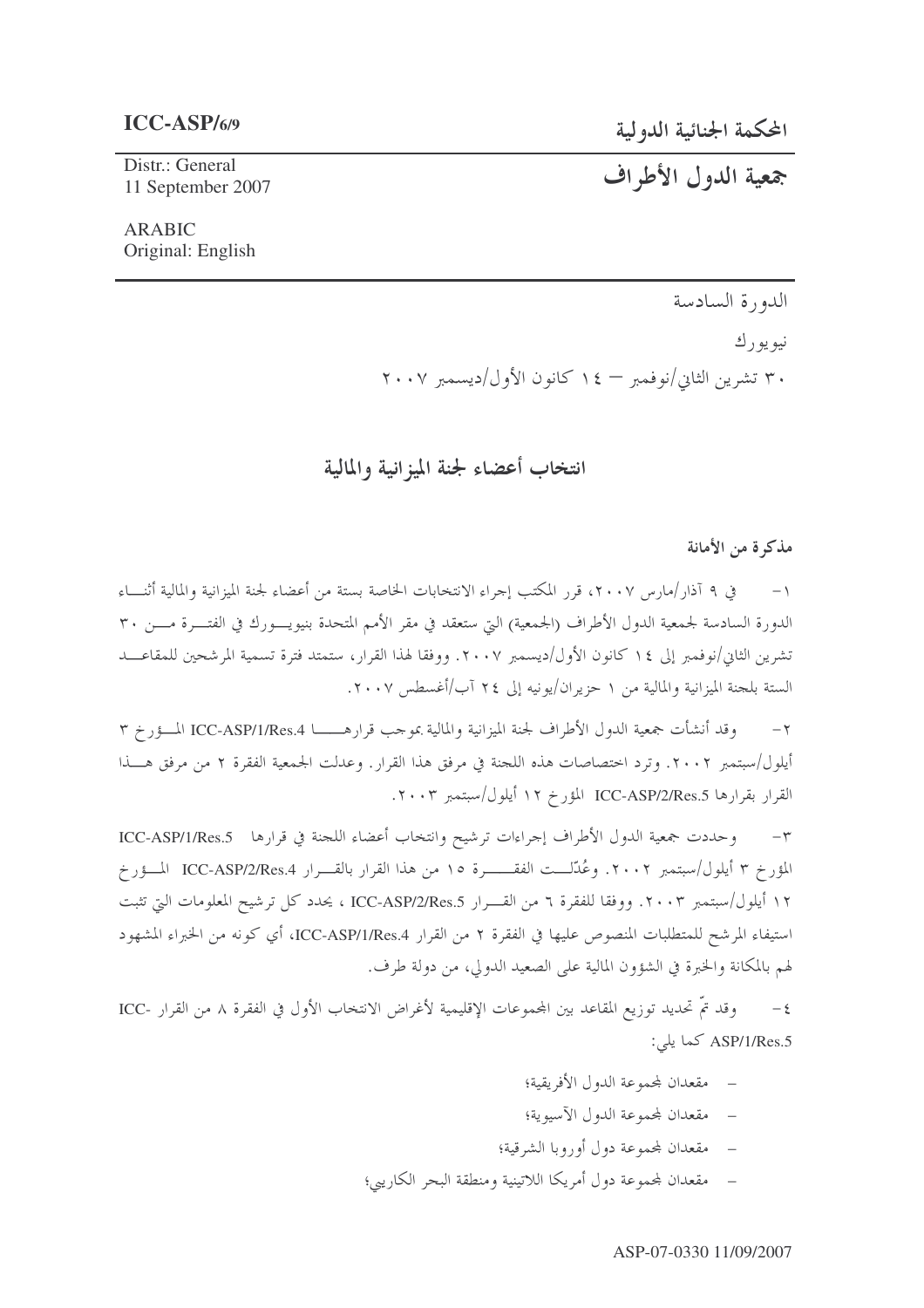**ICC-ASP/6/9**

Distr.: General
11 September 2007

ARABIC
Original: English

# المحكمة الجنائية الدولية

# جمعية الدول الأطراف

الدورة السادسة

نيويورك

٣٠ تشرين الثاني/نوفمبر — ١٤ كانون الأول/ديسمبر ٢٠٠٧

## انتخاب أعضاء لجنة الميزانية والمالية

### مذكرة من الأمانة

١- في ٩ آذار/مارس ٢٠٠٧، قرر المكتب إجراء الانتخابات الخاصة بستة من أعضاء لجنة الميزانية والمالية أثناء الدورة السادسة لجمعية الدول الأطراف (الجمعية) التي ستعقد في مقر الأمم المتحدة بنيويورك في الفترة من ٣٠ تشرين الثاني/نوفمبر إلى ١٤ كانون الأول/ديسمبر ٢٠٠٧. ووفقا لهذا القرار، ستمتد فترة تسمية المرشحين للمقاعد الستة بلجنة الميزانية والمالية من ١ حزيران/يونيه إلى ٢٤ آب/أغسطس ٢٠٠٧.

٢- وقد أنشأت جمعية الدول الأطراف لجنة الميزانية والمالية بموجب قرارها ICC-ASP/1/Res.4 المؤرخ ٣ أيلول/سبتمبر ٢٠٠٢. وترد اختصاصات هذه اللجنة في مرفق هذا القرار. وعدلت الجمعية الفقرة ٢ من مرفق هذا القرار بقرارها ICC-ASP/2/Res.5 المؤرخ ١٢ أيلول/سبتمبر ٢٠٠٣.

٣- وحددت جمعية الدول الأطراف إجراءات ترشيح وانتخاب أعضاء اللجنة في قرارها ICC-ASP/1/Res.5 المؤرخ ٣ أيلول/سبتمبر ٢٠٠٢. وعُدّلت الفقرة ١٥ من هذا القرار بالقرار ICC-ASP/2/Res.4 المؤرخ ١٢ أيلول/سبتمبر ٢٠٠٣. ووفقا للفقرة ٦ من القرار ICC-ASP/2/Res.5، يحدد كل ترشيح المعلومات التي تثبت استيفاء المرشح للمتطلبات المنصوص عليها في الفقرة ٢ من القرار ICC-ASP/1/Res.4، أي كونه من الخبراء المشهود لهم بالمكانة والخبرة في الشؤون المالية على الصعيد الدولي، من دولة طرف.

٤- وقد تمّ تحديد توزيع المقاعد بين المجموعات الإقليمية لأغراض الانتخاب الأول في الفقرة ٨ من القرار ICC-ASP/1/Res.5 كما يلي:

- مقعدان لمجموعة الدول الأفريقية؛
- مقعدان لمجموعة الدول الآسيوية؛
- مقعدان لمجموعة دول أوروبا الشرقية؛
- مقعدان لمجموعة دول أمريكا اللاتينية ومنطقة البحر الكاريبي؛

ASP-07-0330 11/09/2007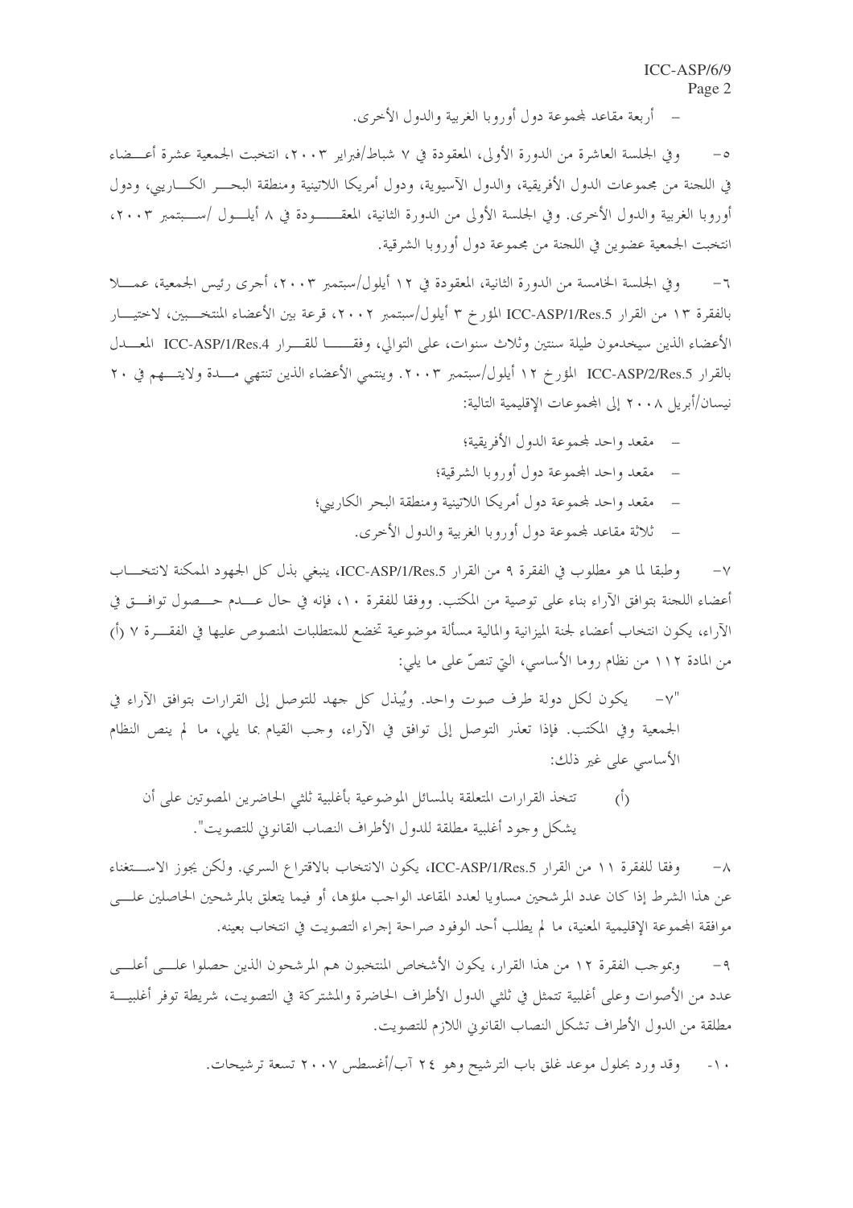- أربعة مقاعد لمجموعة دول أوروبا الغربية والدول الأخرى.

٥- وفي الجلسة العاشرة من الدورة الأولى، المعقودة في ٧ شباط/فبراير ٢٠٠٣، انتخبت الجمعية عشرة أعضاء في اللجنة من مجموعات الدول الأفريقية، والدول الآسيوية، ودول أمريكا اللاتينية ومنطقة البحر الكاريبي، ودول أوروبا الغربية والدول الأخرى. وفي الجلسة الأولى من الدورة الثانية، المعقودة في ٨ أيلول /سبتمبر ٢٠٠٣، انتخبت الجمعية عضوين في اللجنة من مجموعة دول أوروبا الشرقية.

٦- وفي الجلسة الخامسة من الدورة الثانية، المعقودة في ١٢ أيلول/سبتمبر ٢٠٠٣، أجرى رئيس الجمعية، عملا بالفقرة ١٣ من القرار ICC-ASP/1/Res.5 المؤرخ ٣ أيلول/سبتمبر ٢٠٠٢، قرعة بين الأعضاء المنتخبين، لاختيار الأعضاء الذين سيخدمون طيلة سنتين وثلاث سنوات، على التوالي، وفقا للقرار ICC-ASP/1/Res.4 المعدل بالقرار ICC-ASP/2/Res.5 المؤرخ ١٢ أيلول/سبتمبر ٢٠٠٣. وينتمي الأعضاء الذين تنتهي مدة ولايتهم في ٢٠ نيسان/أبريل ٢٠٠٨ إلى المجموعات الإقليمية التالية:

- مقعد واحد لمجموعة الدول الأفريقية؛
- مقعد واحد المجموعة دول أوروبا الشرقية؛
- مقعد واحد لمجموعة دول أمريكا اللاتينية ومنطقة البحر الكاريبي؛
- ثلاثة مقاعد لمجموعة دول أوروبا الغربية والدول الأخرى.

٧- وطبقا لما هو مطلوب في الفقرة ٩ من القرار ICC-ASP/1/Res.5، ينبغي بذل كل الجهود الممكنة لانتخاب أعضاء اللجنة بتوافق الآراء بناء على توصية من المكتب. ووفقا للفقرة ١٠، فإنه في حال عدم حصول توافق في الآراء، يكون انتخاب أعضاء لجنة الميزانية والمالية مسألة موضوعية تخضع للمتطلبات المنصوص عليها في الفقرة ٧ (أ) من المادة ١١٢ من نظام روما الأساسي، التي تنصّ على ما يلي:

> "٧- يكون لكل دولة طرف صوت واحد. ويُبذل كل جهد للتوصل إلى القرارات بتوافق الآراء في الجمعية وفي المكتب. فإذا تعذر التوصل إلى توافق في الآراء، وجب القيام بما يلي، ما لم ينص النظام الأساسي على غير ذلك:
>
> (أ) تتخذ القرارات المتعلقة بالمسائل الموضوعية بأغلبية ثلثي الحاضرين المصوتين على أن يشكل وجود أغلبية مطلقة للدول الأطراف النصاب القانوني للتصويت".

٨- وفقا للفقرة ١١ من القرار ICC-ASP/1/Res.5، يكون الانتخاب بالاقتراع السري. ولكن يجوز الاستغناء عن هذا الشرط إذا كان عدد المرشحين مساويا لعدد المقاعد الواجب ملؤها، أو فيما يتعلق بالمرشحين الحاصلين على موافقة المجموعة الإقليمية المعنية، ما لم يطلب أحد الوفود صراحة إجراء التصويت في انتخاب بعينه.

٩- وبموجب الفقرة ١٢ من هذا القرار، يكون الأشخاص المنتخبون هم المرشحون الذين حصلوا على أعلى عدد من الأصوات وعلى أغلبية تتمثل في ثلثي الدول الأطراف الحاضرة والمشتركة في التصويت، شريطة توفر أغلبية مطلقة من الدول الأطراف تشكل النصاب القانوني اللازم للتصويت.

١٠- وقد ورد بحلول موعد غلق باب الترشيح وهو ٢٤ آب/أغسطس ٢٠٠٧ تسعة ترشيحات.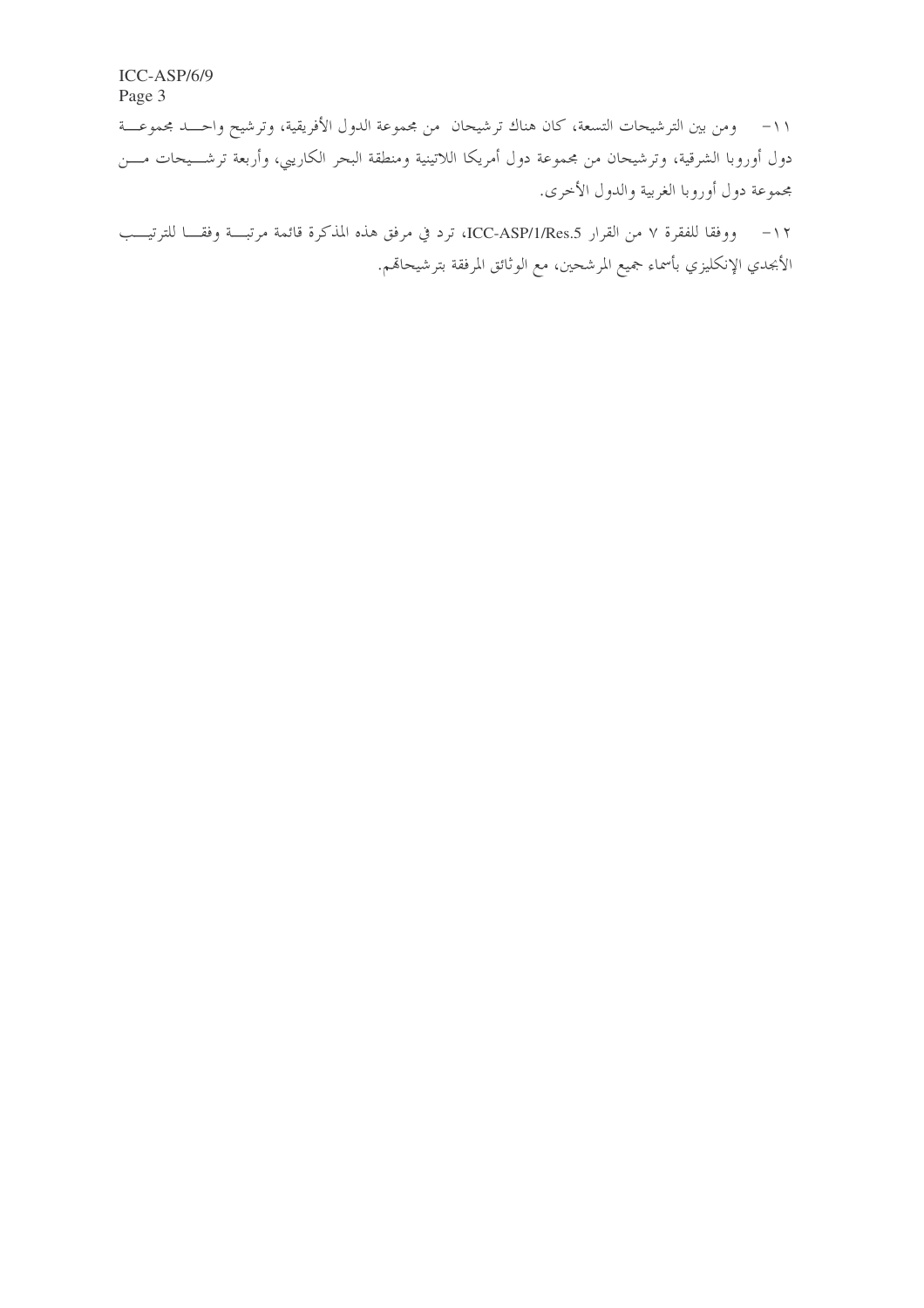١١- ومن بين الترشيحات التسعة، كان هناك ترشيحان من مجموعة الدول الأفريقية، وترشيح واحد مجموعة دول أوروبا الشرقية، وترشيحان من مجموعة دول أمريكا اللاتينية ومنطقة البحر الكاريبي، وأربعة ترشيحات من مجموعة دول أوروبا الغربية والدول الأخرى.

١٢- ووفقا للفقرة ٧ من القرار ICC-ASP/1/Res.5، ترد في مرفق هذه المذكرة قائمة مرتبة وفقا للترتيب الأبجدي الإنكليزي بأسماء جميع المرشحين، مع الوثائق المرفقة بترشيحاتهم.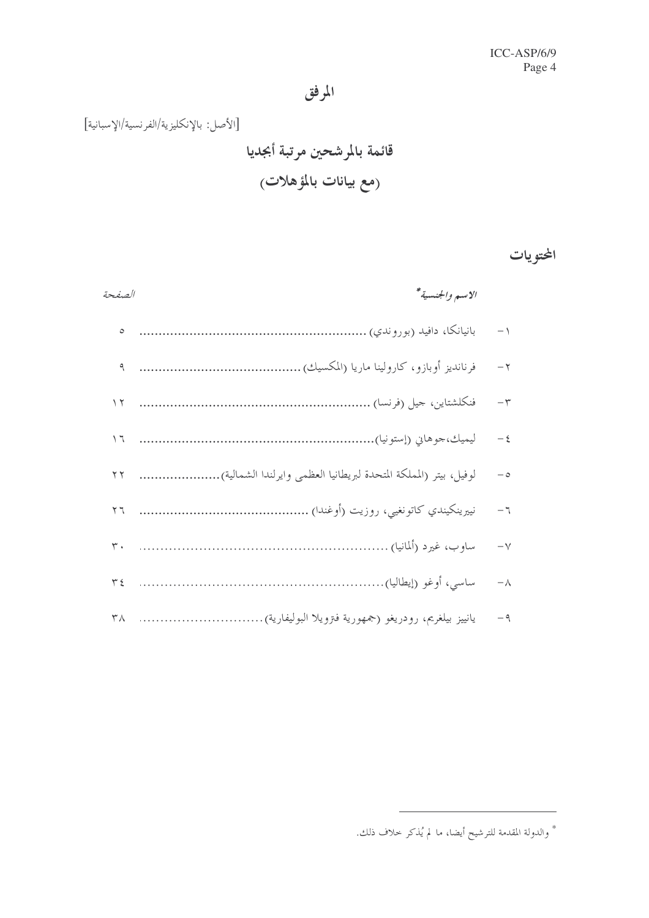# المرفق

[الأصل: بالإنكليزية/الفرنسية/الإسبانية]

## قائمة بالمرشحين مرتبة أبجديا

## (مع بيانات بالمؤهلات)

### المحتويات

| | *الاسم والجنسية** | *الصفحة* |
|---|---|---|
| ١- | بانيانكا، دافيد (بوروندي) | ٥ |
| ٢- | فرنانديز أوبازو، كارولينا ماريا (المكسيك) | ٩ |
| ٣- | فنكلشتاين، جيل (فرنسا) | ١٢ |
| ٤- | ليميك،جوهاني (إستونيا) | ١٦ |
| ٥- | لوفيل، بيتر (المملكة المتحدة لبريطانيا العظمى وايرلندا الشمالية) | ٢٢ |
| ٦- | نييرينكيندي كاتونغيي، روزيت (أوغندا) | ٢٦ |
| ٧- | ساوب، غيرد (ألمانيا) | ٣٠ |
| ٨- | ساسي، أوغو (إيطاليا) | ٣٤ |
| ٩- | يانييز بيلغريم، رودريغو (جمهورية فنزويلا البوليفارية) | ٣٨ |

* والدولة المقدمة للترشيح أيضا، ما لم يُذكر خلاف ذلك.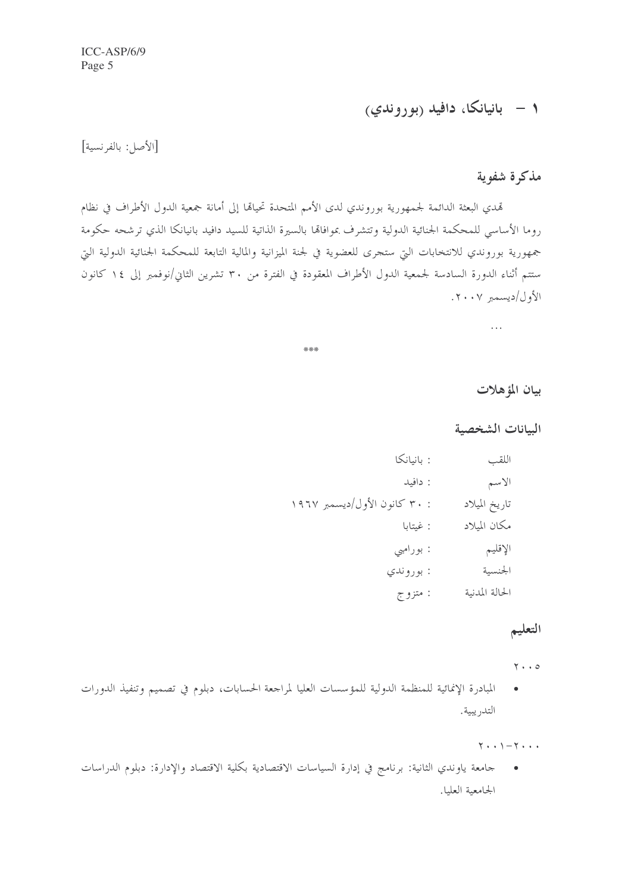## ١ – بانيانكا، دافيد (بوروندي)

[الأصل: بالفرنسية]

### مذكرة شفوية

تهدي البعثة الدائمة لجمهورية بوروندي لدى الأمم المتحدة تحياتها إلى أمانة جمعية الدول الأطراف في نظام روما الأساسي للمحكمة الجنائية الدولية وتتشرف بموافاتها بالسيرة الذاتية للسيد دافيد بانيانكا الذي ترشحه حكومة جمهورية بوروندي للانتخابات التي ستجرى للعضوية في لجنة الميزانية والمالية التابعة للمحكمة الجنائية الدولية التي ستتم أثناء الدورة السادسة لجمعية الدول الأطراف المعقودة في الفترة من ٣٠ تشرين الثاني/نوفمبر إلى ١٤ كانون الأول/ديسمبر ٢٠٠٧.

...

***

### بيان المؤهلات

### البيانات الشخصية

| | |
|---|---|
| اللقب | : بانيانكا |
| الاسم | : دافيد |
| تاريخ الميلاد | : ٣٠ كانون الأول/ديسمبر ١٩٦٧ |
| مكان الميلاد | : غيتابا |
| الإقليم | : بورامبي |
| الجنسية | : بوروندي |
| الحالة المدنية | : متزوج |

### التعليم

٢٠٠٥

- المبادرة الإنمائية للمنظمة الدولية للمؤسسات العليا لمراجعة الحسابات، دبلوم في تصميم وتنفيذ الدورات التدريبية.

٢٠٠٠-٢٠٠١

- جامعة ياوندي الثانية: برنامج في إدارة السياسات الاقتصادية بكلية الاقتصاد والإدارة: دبلوم الدراسات الجامعية العليا.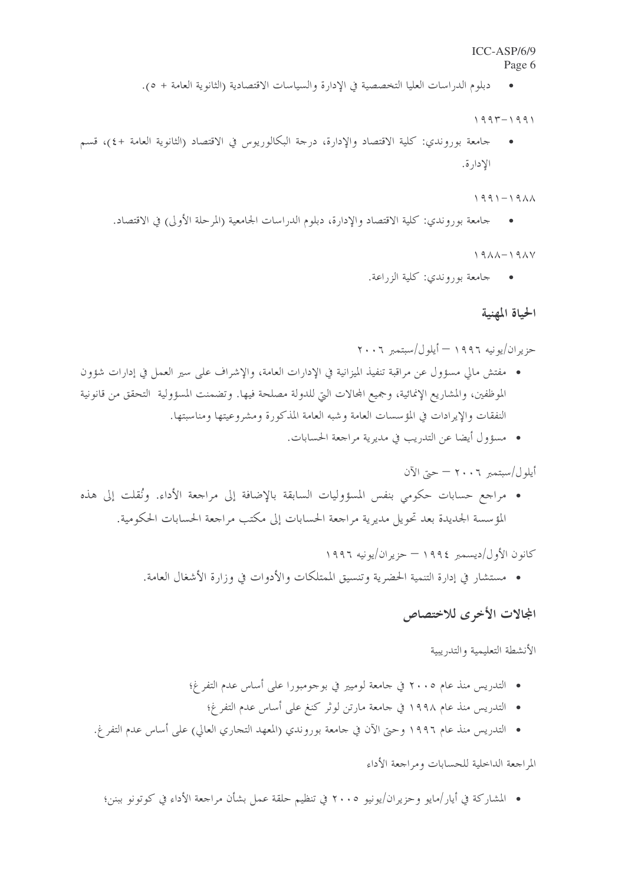- دبلوم الدراسات العليا التخصصية في الإدارة والسياسات الاقتصادية (الثانوية العامة + ٥).

١٩٩٣-١٩٩١

- جامعة بوروندي: كلية الاقتصاد والإدارة، درجة البكالوريوس في الاقتصاد (الثانوية العامة +٤)، قسم الإدارة.

١٩٩١-١٩٨٨

- جامعة بوروندي: كلية الاقتصاد والإدارة، دبلوم الدراسات الجامعية (المرحلة الأولى) في الاقتصاد.

١٩٨٨-١٩٨٧

- جامعة بوروندي: كلية الزراعة.

## الحياة المهنية

حزيران/يونيه ١٩٩٦ – أيلول/سبتمبر ٢٠٠٦

- مفتش مالي مسؤول عن مراقبة تنفيذ الميزانية في الإدارات العامة، والإشراف على سير العمل في إدارات شؤون الموظفين، والمشاريع الإنمائية، وجميع المجالات التي للدولة مصلحة فيها. وتضمنت المسؤولية التحقق من قانونية النفقات والإيرادات في المؤسسات العامة وشبه العامة المذكورة ومشروعيتها ومناسبتها.
- مسؤول أيضا عن التدريب في مديرية مراجعة الحسابات.

أيلول/سبتمبر ٢٠٠٦ – حتى الآن

- مراجع حسابات حكومي بنفس المسؤوليات السابقة بالإضافة إلى مراجعة الأداء. ونُقلت إلى هذه المؤسسة الجديدة بعد تحويل مديرية مراجعة الحسابات إلى مكتب مراجعة الحسابات الحكومية.

كانون الأول/ديسمبر ١٩٩٤ – حزيران/يونيه ١٩٩٦

- مستشار في إدارة التنمية الحضرية وتنسيق الممتلكات والأدوات في وزارة الأشغال العامة.

## المجالات الأخرى للاختصاص

الأنشطة التعليمية والتدريبية

- التدريس منذ عام ٢٠٠٥ في جامعة لوميير في بوجومبورا على أساس عدم التفرغ؛
- التدريس منذ عام ١٩٩٨ في جامعة مارتن لوثر كنغ على أساس عدم التفرغ؛
- التدريس منذ عام ١٩٩٦ وحتى الآن في جامعة بوروندي (المعهد التجاري العالي) على أساس عدم التفرغ.

المراجعة الداخلية للحسابات ومراجعة الأداء

- المشاركة في أيار/مايو وحزيران/يونيو ٢٠٠٥ في تنظيم حلقة عمل بشأن مراجعة الأداء في كوتونو ببنن؛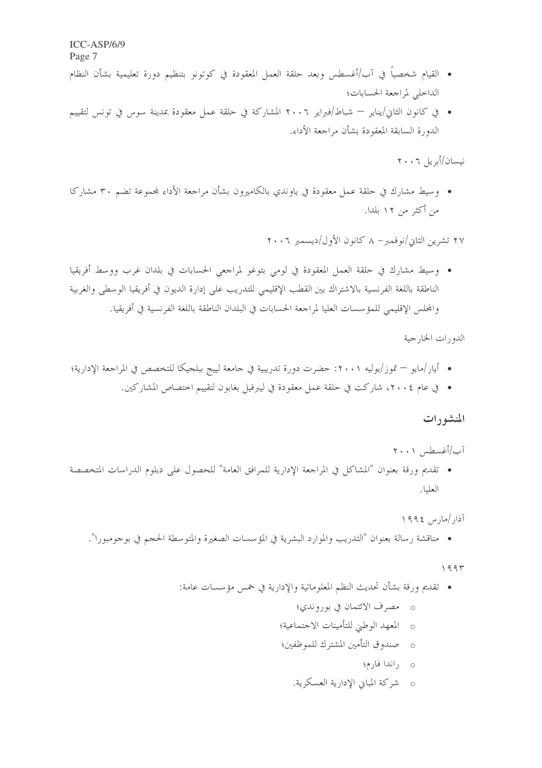- القيام شخصياً في آب/أغسطس وبعد حلقة العمل المعقودة في كوتونو بتنظيم دورة تعليمية بشأن النظام الداخلي لمراجعة الحسابات؛
- في كانون الثاني/يناير – شباط/فبراير ٢٠٠٦ المشاركة في حلقة عمل معقودة بمدينة سوس في تونس لتقييم الدورة السابقة المعقودة بشأن مراجعة الأداء.

نيسان/أبريل ٢٠٠٦

- وسيط مشارك في حلقة عمل معقودة في ياوندي بالكاميرون بشأن مراجعة الأداء لمجموعة تضم ٣٠ مشاركا من أكثر من ١٢ بلدا.

٢٧ تشرين الثاني/نوفمبر – ٨ كانون الأول/ديسمبر ٢٠٠٦

- وسيط مشارك في حلقة العمل المعقودة في لومي بتوغو لمراجعي الحسابات في بلدان غرب ووسط أفريقيا الناطقة باللغة الفرنسية بالاشتراك بين القطب الإقليمي للتدريب على إدارة الديون في أفريقيا الوسطى والغربية والمجلس الإقليمي للمؤسسات العليا لمراجعة الحسابات في البلدان الناطقة باللغة الفرنسية في أفريقيا.

الدورات الخارجية

- أيار/مايو – تموز/يوليه ٢٠٠١: حضرت دورة تدريبية في جامعة لييج ببلجيكا للتخصص في المراجعة الإدارية؛
- في عام ٢٠٠٤، شاركت في حلقة عمل معقودة في ليبرفيل بغابون لتقييم اختصاص المشاركين.

## المنشورات

آب/أغسطس ٢٠٠١

- تقديم ورقة بعنوان "المشاكل في المراجعة الإدارية للمرافق العامة" للحصول على دبلوم الدراسات المتخصصة العليا.

آذار/مارس ١٩٩٤

- مناقشة رسالة بعنوان "التدريب والموارد البشرية في المؤسسات الصغيرة والمتوسطة الحجم في بوجومبورا".

١٩٩٣

- تقديم ورقة بشأن تحديث النظم المعلوماتية والإدارية في خمس مؤسسات عامة:
  - مصرف الائتمان في بوروندي؛
  - المعهد الوطني للتأمينات الاجتماعية؛
  - صندوق التأمين المشترك للموظفين؛
  - راندا فارم؛
  - شركة المباني الإدارية العسكرية.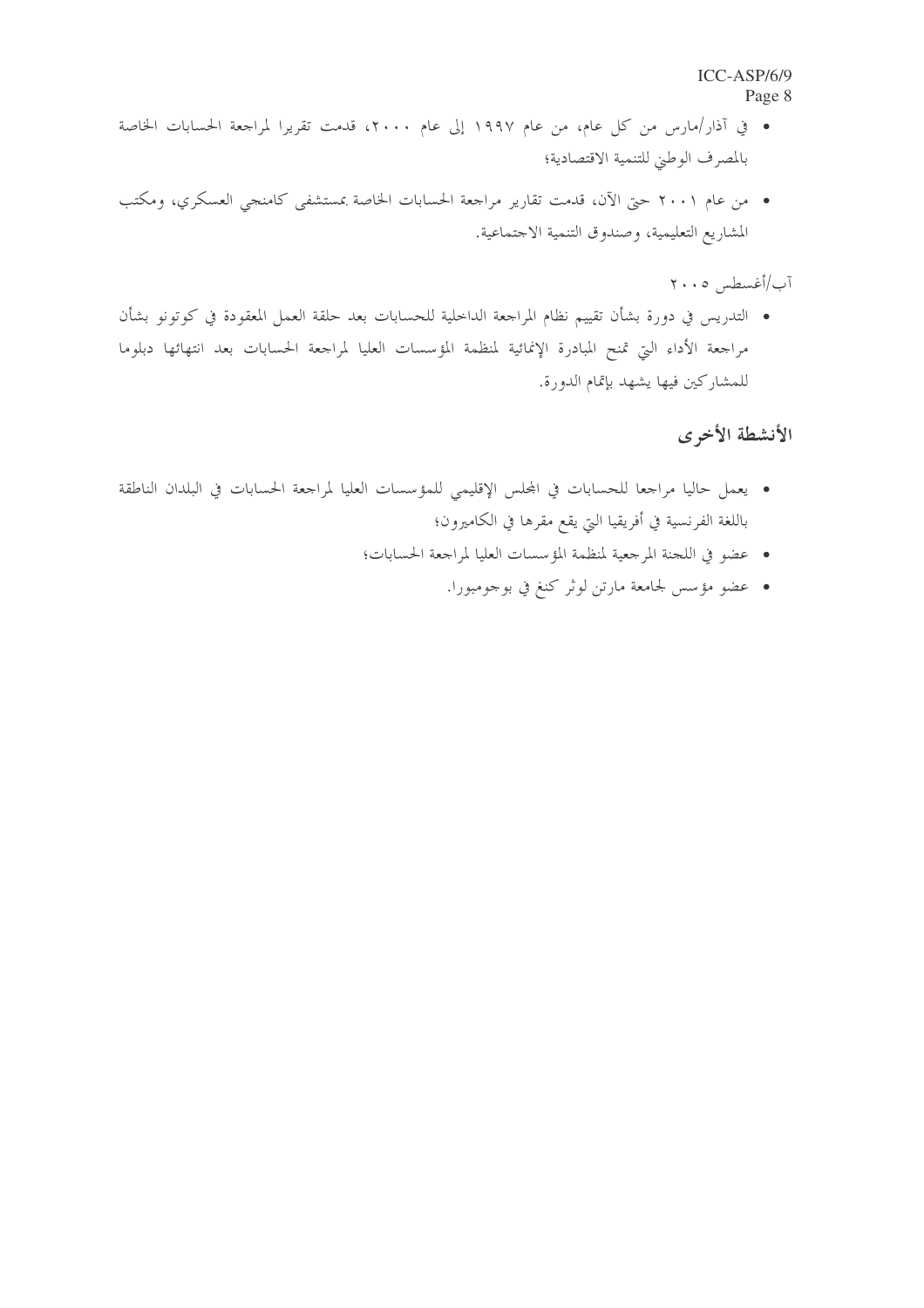- في آذار/مارس من كل عام، من عام ١٩٩٧ إلى عام ٢٠٠٠، قدمت تقريرا لمراجعة الحسابات الخاصة بالمصرف الوطني للتنمية الاقتصادية؛
- من عام ٢٠٠١ حتى الآن، قدمت تقارير مراجعة الحسابات الخاصة بمستشفى كامنجي العسكري، ومكتب المشاريع التعليمية، وصندوق التنمية الاجتماعية.

آب/أغسطس ٢٠٠٥

- التدريس في دورة بشأن تقييم نظام المراجعة الداخلية للحسابات بعد حلقة العمل المعقودة في كوتونو بشأن مراجعة الأداء التي تمنح المبادرة الإنمائية لمنظمة المؤسسات العليا لمراجعة الحسابات بعد انتهائها دبلوما للمشاركين فيها يشهد بإتمام الدورة.

## الأنشطة الأخرى

- يعمل حاليا مراجعا للحسابات في المجلس الإقليمي للمؤسسات العليا لمراجعة الحسابات في البلدان الناطقة باللغة الفرنسية في أفريقيا التي يقع مقرها في الكاميرون؛
- عضو في اللجنة المرجعية لمنظمة المؤسسات العليا لمراجعة الحسابات؛
- عضو مؤسس لجامعة مارتن لوثر كنغ في بوجومبورا.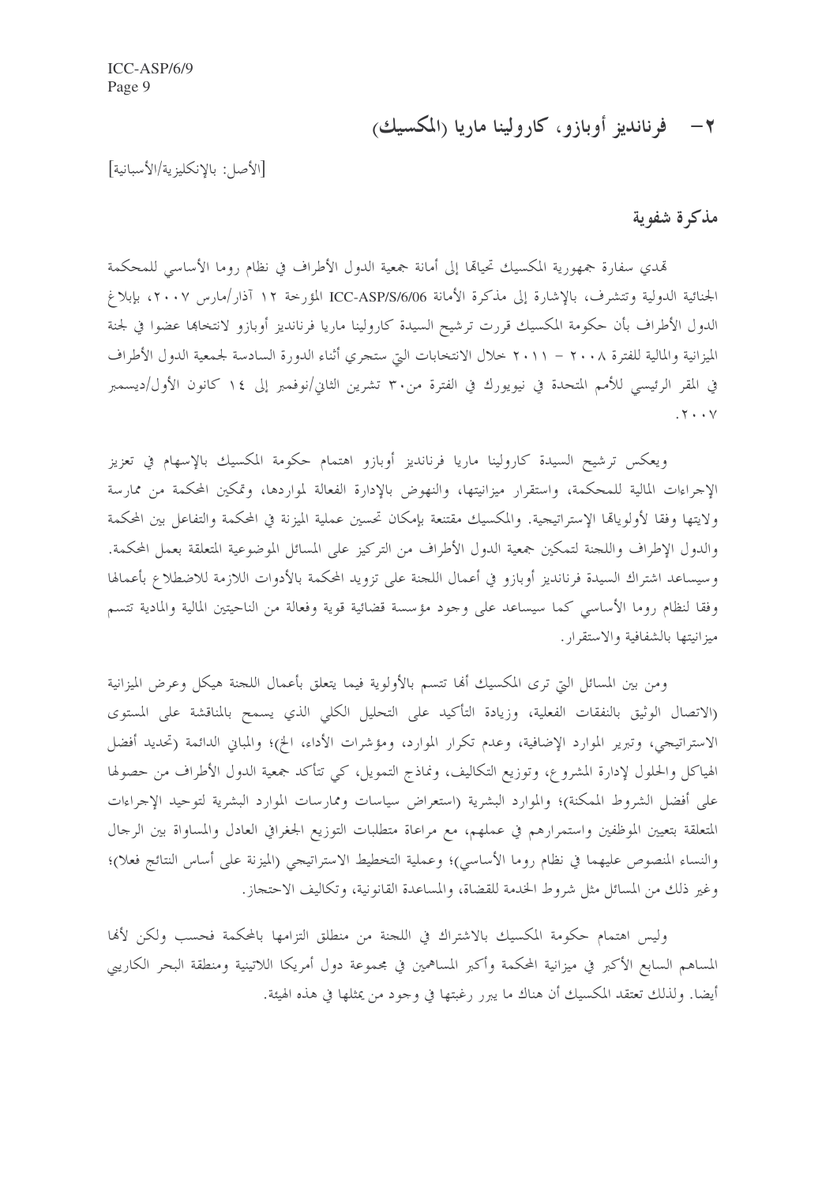## ٢- فرنانديز أوبازو، كارولينا ماريا (المكسيك)

[الأصل: بالإنكليزية/الأسبانية]

### مذكرة شفوية

تهدي سفارة جمهورية المكسيك تحياتها إلى أمانة جمعية الدول الأطراف في نظام روما الأساسي للمحكمة الجنائية الدولية وتتشرف، بالإشارة إلى مذكرة الأمانة ICC-ASP/S/6/06 المؤرخة ١٢ آذار/مارس ٢٠٠٧، بإبلاغ الدول الأطراف بأن حكومة المكسيك قررت ترشيح السيدة كارولينا ماريا فرنانديز أوبازو لانتخابها عضوا في لجنة الميزانية والمالية للفترة ٢٠٠٨ – ٢٠١١ خلال الانتخابات التي ستجري أثناء الدورة السادسة لجمعية الدول الأطراف في المقر الرئيسي للأمم المتحدة في نيويورك في الفترة من ٣٠ تشرين الثاني/نوفمبر إلى ١٤ كانون الأول/ديسمبر ٢٠٠٧.

ويعكس ترشيح السيدة كارولينا ماريا فرنانديز أوبازو اهتمام حكومة المكسيك بالإسهام في تعزيز الإجراءات المالية للمحكمة، واستقرار ميزانيتها، والنهوض بالإدارة الفعالة لمواردها، وتمكين المحكمة من ممارسة ولايتها وفقا لأولوياتها الإستراتيجية. والمكسيك مقتنعة بإمكان تحسين عملية الميزنة في المحكمة والتفاعل بين المحكمة والدول الإطراف واللجنة لتمكين جمعية الدول الأطراف من التركيز على المسائل الموضوعية المتعلقة بعمل المحكمة. وسيساعد اشتراك السيدة فرنانديز أوبازو في أعمال اللجنة على تزويد المحكمة بالأدوات اللازمة للاضطلاع بأعمالها وفقا لنظام روما الأساسي كما سيساعد على وجود مؤسسة قضائية قوية وفعالة من الناحيتين المالية والمادية تتسم ميزانيتها بالشفافية والاستقرار.

ومن بين المسائل التي ترى المكسيك أنها تتسم بالأولوية فيما يتعلق بأعمال اللجنة هيكل وعرض الميزانية (الاتصال الوثيق بالنفقات الفعلية، وزيادة التأكيد على التحليل الكلي الذي يسمح بالمناقشة على المستوى الاستراتيجي، وتبرير الموارد الإضافية، وعدم تكرار الموارد، ومؤشرات الأداء، الخ)؛ والمباني الدائمة (تحديد أفضل الهياكل والحلول لإدارة المشروع، وتوزيع التكاليف، ونماذج التمويل، كي تتأكد جمعية الدول الأطراف من حصولها على أفضل الشروط الممكنة)؛ والموارد البشرية (استعراض سياسات وممارسات الموارد البشرية لتوحيد الإجراءات المتعلقة بتعيين الموظفين واستمرارهم في عملهم، مع مراعاة متطلبات التوزيع الجغرافي العادل والمساواة بين الرجال والنساء المنصوص عليهما في نظام روما الأساسي)؛ وعملية التخطيط الاستراتيجي (الميزنة على أساس النتائج فعلا)؛ وغير ذلك من المسائل مثل شروط الخدمة للقضاة، والمساعدة القانونية، وتكاليف الاحتجاز.

وليس اهتمام حكومة المكسيك بالاشتراك في اللجنة من منطلق التزامها بالمحكمة فحسب ولكن لأنها المساهم السابع الأكبر في ميزانية المحكمة وأكبر المساهمين في مجموعة دول أمريكا اللاتينية ومنطقة البحر الكاريبي أيضا. ولذلك تعتقد المكسيك أن هناك ما يبرر رغبتها في وجود من يمثلها في هذه الهيئة.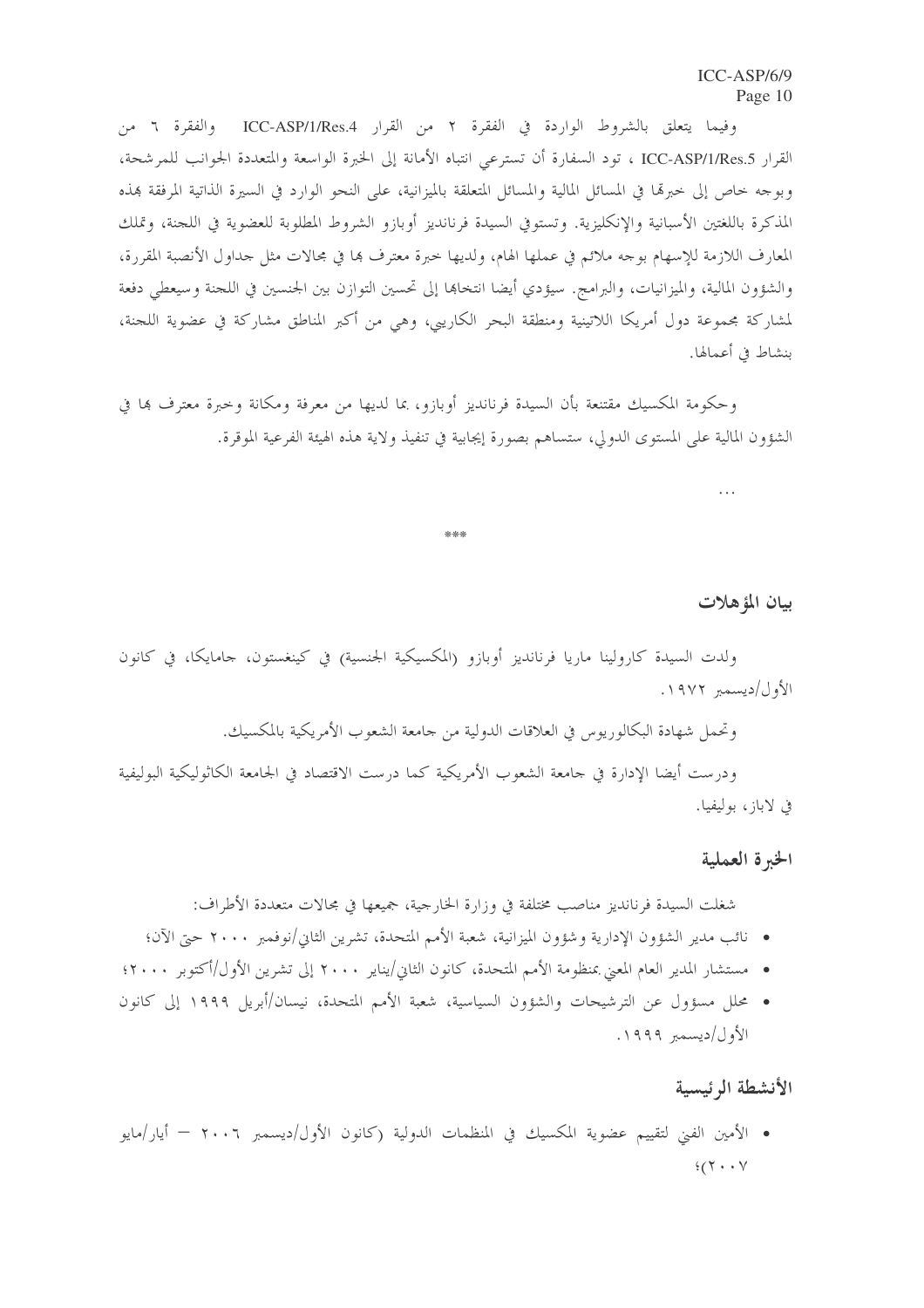وفيما يتعلق بالشروط الواردة في الفقرة ٢ من القرار ICC-ASP/1/Res.4 والفقرة ٦ من القرار ICC-ASP/1/Res.5 ، تود السفارة أن تسترعي انتباه الأمانة إلى الخبرة الواسعة والمتعددة الجوانب للمرشحة، وبوجه خاص إلى خبرتها في المسائل المالية والمسائل المتعلقة بالميزانية، على النحو الوارد في السيرة الذاتية المرفقة بهذه المذكرة باللغتين الأسبانية والإنكليزية. وتستوفي السيدة فرنانديز أوبازو الشروط المطلوبة للعضوية في اللجنة، وتملك المعارف اللازمة للإسهام بوجه ملائم في عملها الهام، ولديها خبرة معترف بها في مجالات مثل جداول الأنصبة المقررة، والشؤون المالية، والميزانيات، والبرامج. سيؤدي أيضا انتخابها إلى تحسين التوازن بين الجنسين في اللجنة وسيعطي دفعة لمشاركة مجموعة دول أمريكا اللاتينية ومنطقة البحر الكاريبي، وهي من أكبر المناطق مشاركة في عضوية اللجنة، بنشاط في أعمالها.

وحكومة المكسيك مقتنعة بأن السيدة فرنانديز أوبازو، بما لديها من معرفة ومكانة وخبرة معترف بها في الشؤون المالية على المستوى الدولي، ستساهم بصورة إيجابية في تنفيذ ولاية هذه الهيئة الفرعية الموقرة.

...

\*\*\*

## بيان المؤهلات

ولدت السيدة كارولينا ماريا فرنانديز أوبازو (المكسيكية الجنسية) في كينغستون، جامايكا، في كانون الأول/ديسمبر ١٩٧٢.

وتحمل شهادة البكالوريوس في العلاقات الدولية من جامعة الشعوب الأمريكية بالمكسيك.

ودرست أيضا الإدارة في جامعة الشعوب الأمريكية كما درست الاقتصاد في الجامعة الكاثوليكية البوليفية في لاباز، بوليفيا.

## الخبرة العملية

شغلت السيدة فرنانديز مناصب مختلفة في وزارة الخارجية، جميعها في مجالات متعددة الأطراف:

- نائب مدير الشؤون الإدارية وشؤون الميزانية، شعبة الأمم المتحدة، تشرين الثاني/نوفمبر ٢٠٠٠ حتى الآن؛
- مستشار المدير العام المعني بمنظومة الأمم المتحدة، كانون الثاني/يناير ٢٠٠٠ إلى تشرين الأول/أكتوبر ٢٠٠٠؛
- محلل مسؤول عن الترشيحات والشؤون السياسية، شعبة الأمم المتحدة، نيسان/أبريل ١٩٩٩ إلى كانون الأول/ديسمبر ١٩٩٩.

## الأنشطة الرئيسية

- الأمين الفني لتقييم عضوية المكسيك في المنظمات الدولية (كانون الأول/ديسمبر ٢٠٠٦ – أيار/مايو ٢٠٠٧)؛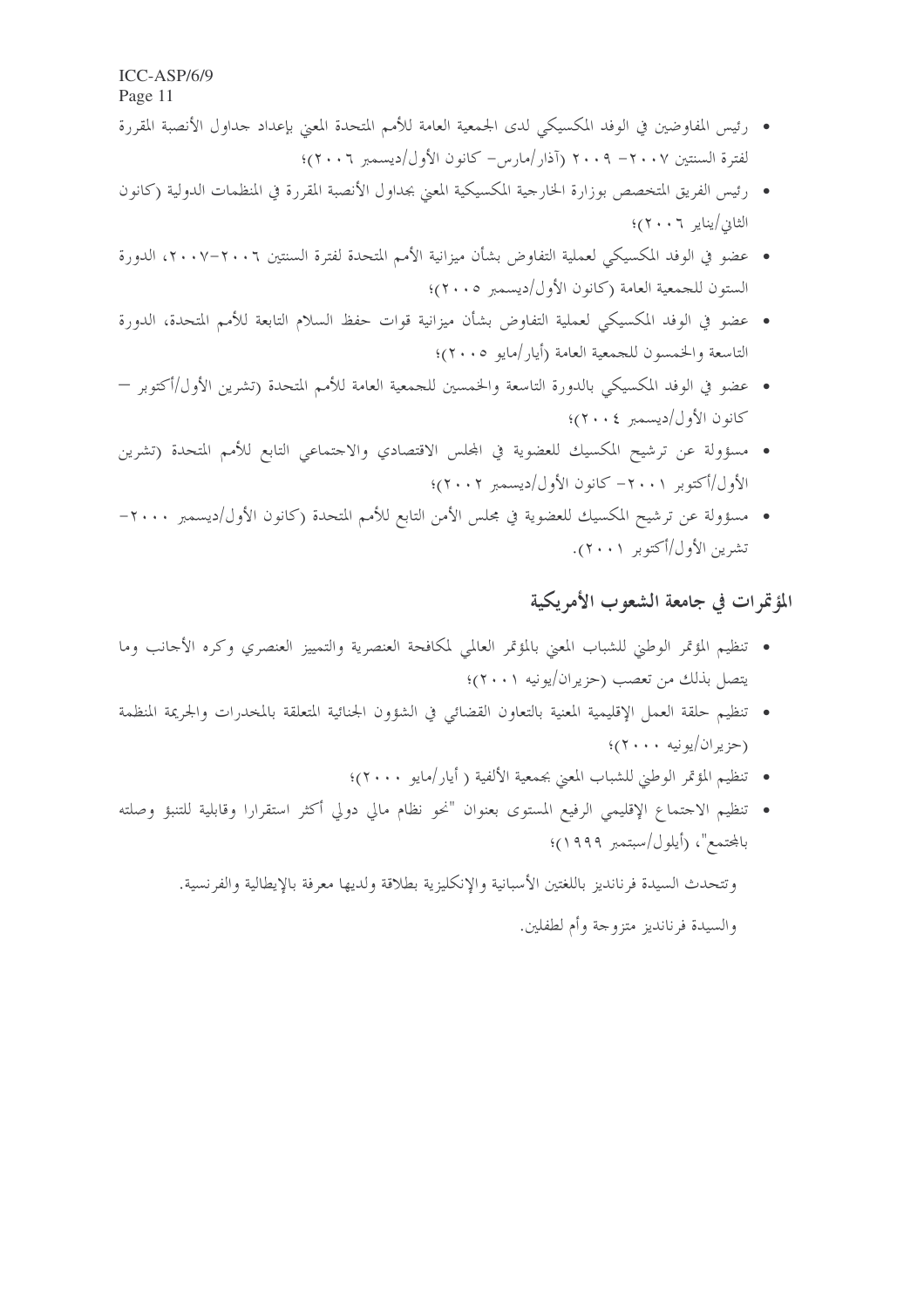- رئيس المفاوضين في الوفد المكسيكي لدى الجمعية العامة للأمم المتحدة المعني بإعداد جداول الأنصبة المقررة لفترة السنتين ٢٠٠٧- ٢٠٠٩ (آذار/مارس- كانون الأول/ديسمبر ٢٠٠٦)؛
- رئيس الفريق المتخصص بوزارة الخارجية المكسيكية المعني بجداول الأنصبة المقررة في المنظمات الدولية (كانون الثاني/يناير ٢٠٠٦)؛
- عضو في الوفد المكسيكي لعملية التفاوض بشأن ميزانية الأمم المتحدة لفترة السنتين ٢٠٠٦-٢٠٠٧، الدورة الستون للجمعية العامة (كانون الأول/ديسمبر ٢٠٠٥)؛
- عضو في الوفد المكسيكي لعملية التفاوض بشأن ميزانية قوات حفظ السلام التابعة للأمم المتحدة، الدورة التاسعة والخمسون للجمعية العامة (أيار/مايو ٢٠٠٥)؛
- عضو في الوفد المكسيكي بالدورة التاسعة والخمسين للجمعية العامة للأمم المتحدة (تشرين الأول/أكتوبر – كانون الأول/ديسمبر ٢٠٠٤)؛
- مسؤولة عن ترشيح المكسيك للعضوية في المجلس الاقتصادي والاجتماعي التابع للأمم المتحدة (تشرين الأول/أكتوبر ٢٠٠١- كانون الأول/ديسمبر ٢٠٠٢)؛
- مسؤولة عن ترشيح المكسيك للعضوية في مجلس الأمن التابع للأمم المتحدة (كانون الأول/ديسمبر ٢٠٠٠- تشرين الأول/أكتوبر ٢٠٠١).

## المؤتمرات في جامعة الشعوب الأمريكية

- تنظيم المؤتمر الوطني للشباب المعني بالمؤتمر العالمي لمكافحة العنصرية والتمييز العنصري وكره الأجانب وما يتصل بذلك من تعصب (حزيران/يونيه ٢٠٠١)؛
- تنظيم حلقة العمل الإقليمية المعنية بالتعاون القضائي في الشؤون الجنائية المتعلقة بالمخدرات والجريمة المنظمة (حزيران/يونيه ٢٠٠٠)؛
- تنظيم المؤتمر الوطني للشباب المعني بجمعية الألفية ( أيار/مايو ٢٠٠٠)؛
- تنظيم الاجتماع الإقليمي الرفيع المستوى بعنوان "نحو نظام مالي دولي أكثر استقرارا وقابلية للتنبؤ وصلته بالمجتمع"، (أيلول/سبتمبر ١٩٩٩)؛

وتتحدث السيدة فرنانديز باللغتين الأسبانية والإنكليزية بطلاقة ولديها معرفة بالإيطالية والفرنسية.

والسيدة فرنانديز متزوجة وأم لطفلين.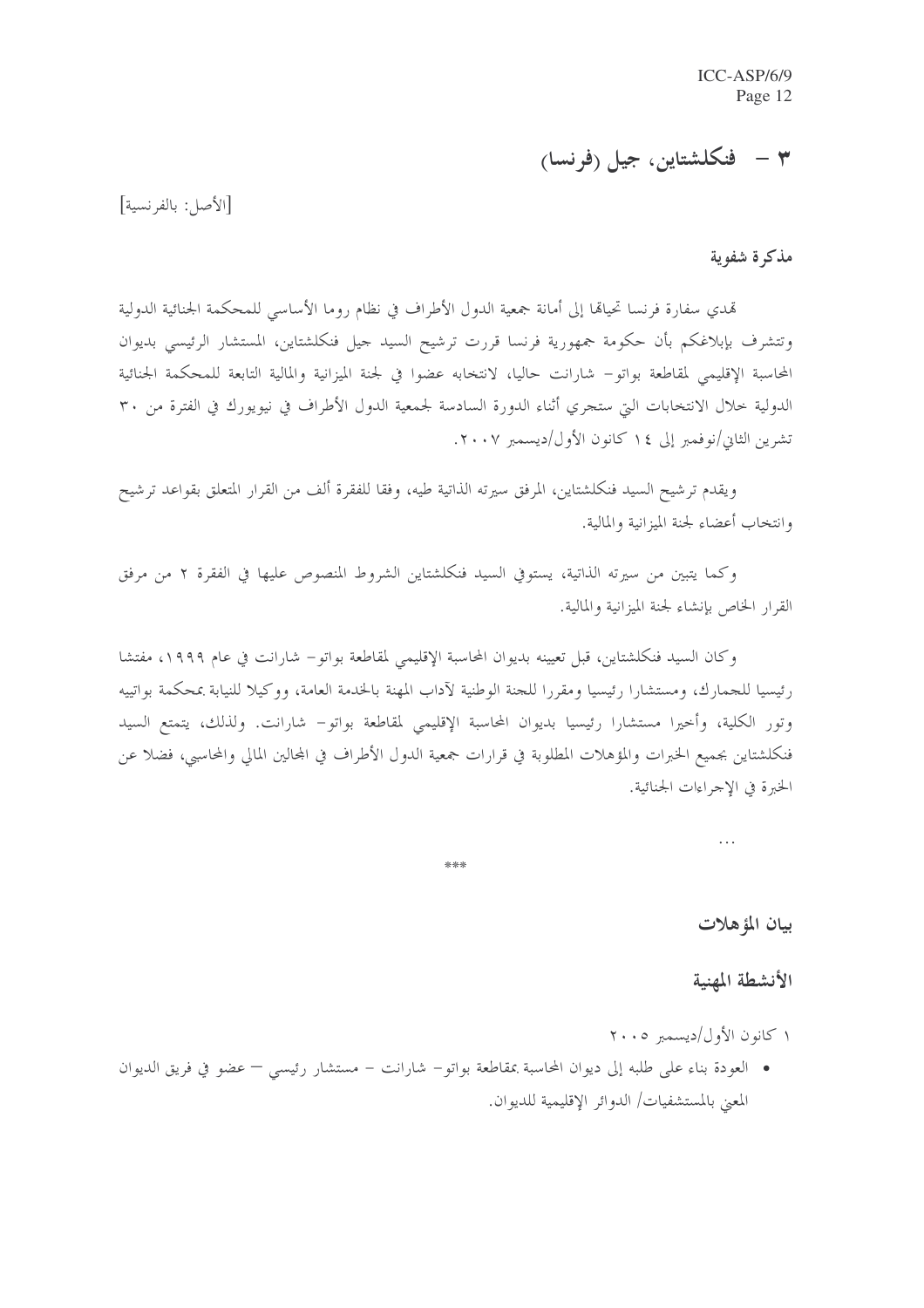## ٣ – فنكلشتاين، جيل (فرنسا)

[الأصل: بالفرنسية]

### مذكرة شفوية

تهدي سفارة فرنسا تحياتها إلى أمانة جمعية الدول الأطراف في نظام روما الأساسي للمحكمة الجنائية الدولية وتتشرف بإبلاغكم بأن حكومة جمهورية فرنسا قررت ترشيح السيد جيل فنكلشتاين، المستشار الرئيسي بديوان المحاسبة الإقليمي لمقاطعة بواتو- شارانت حاليا، لانتخابه عضوا في لجنة الميزانية والمالية التابعة للمحكمة الجنائية الدولية خلال الانتخابات التي ستجري أثناء الدورة السادسة لجمعية الدول الأطراف في نيويورك في الفترة من ٣٠ تشرين الثاني/نوفمبر إلى ١٤ كانون الأول/ديسمبر ٢٠٠٧.

ويقدم ترشيح السيد فنكلشتاين، المرفق سيرته الذاتية طيه، وفقا للفقرة ألف من القرار المتعلق بقواعد ترشيح وانتخاب أعضاء لجنة الميزانية والمالية.

وكما يتبين من سيرته الذاتية، يستوفي السيد فنكلشتاين الشروط المنصوص عليها في الفقرة ٢ من مرفق القرار الخاص بإنشاء لجنة الميزانية والمالية.

وكان السيد فنكلشتاين، قبل تعيينه بديوان المحاسبة الإقليمي لمقاطعة بواتو- شارانت في عام ١٩٩٩، مفتشا رئيسيا للجمارك، ومستشارا رئيسيا ومقررا للجنة الوطنية لآداب المهنة بالخدمة العامة، ووكيلا للنيابة بمحكمة بواتييه وتور الكلية، وأخيرا مستشارا رئيسيا بديوان المحاسبة الإقليمي لمقاطعة بواتو- شارانت. ولذلك، يتمتع السيد فنكلشتاين بجميع الخبرات والمؤهلات المطلوبة في قرارات جمعية الدول الأطراف في المجالين المالي والمحاسبي، فضلا عن الخبرة في الإجراءات الجنائية.

...

\*\*\*

### بيان المؤهلات

### الأنشطة المهنية

١ كانون الأول/ديسمبر ٢٠٠٥

- العودة بناء على طلبه إلى ديوان المحاسبة بمقاطعة بواتو- شارانت – مستشار رئيسي – عضو في فريق الديوان المعني بالمستشفيات/ الدوائر الإقليمية للديوان.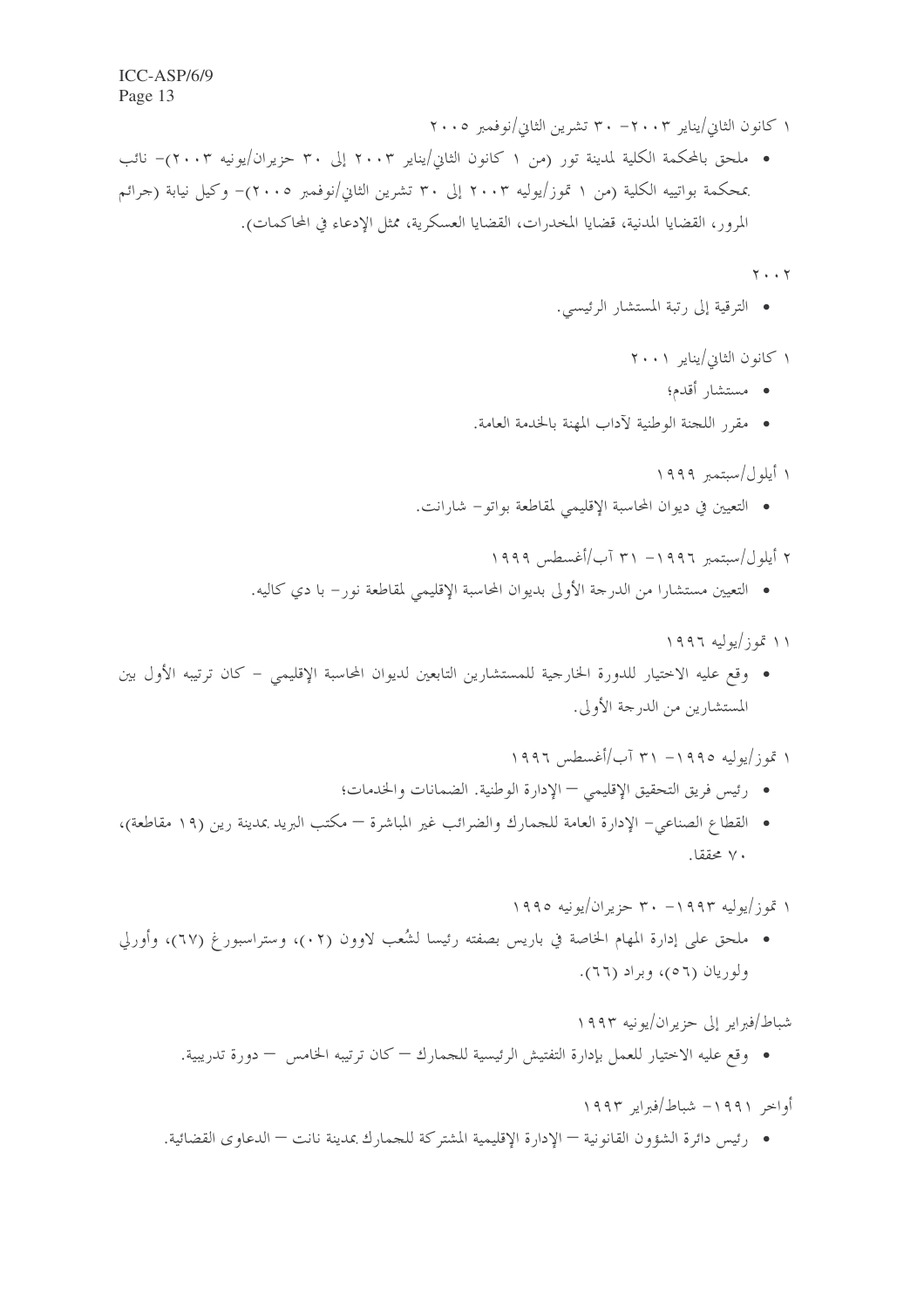١ كانون الثاني/يناير ٢٠٠٣– ٣٠ تشرين الثاني/نوفمبر ٢٠٠٥

- ملحق بالمحكمة الكلية لمدينة تور (من ١ كانون الثاني/يناير ٢٠٠٣ إلى ٣٠ حزيران/يونيه ٢٠٠٣)– نائب بمحكمة بواتييه الكلية (من ١ تموز/يوليه ٢٠٠٣ إلى ٣٠ تشرين الثاني/نوفمبر ٢٠٠٥)– وكيل نيابة (جرائم المرور، القضايا المدنية، قضايا المخدرات، القضايا العسكرية، ممثل الإدعاء في المحاكمات).

٢٠٠٢

- الترقية إلى رتبة المستشار الرئيسي.

١ كانون الثاني/يناير ٢٠٠١

- مستشار أقدم؛
- مقرر اللجنة الوطنية لآداب المهنة بالخدمة العامة.

١ أيلول/سبتمبر ١٩٩٩

- التعيين في ديوان المحاسبة الإقليمي لمقاطعة بواتو– شارانت.

٢ أيلول/سبتمبر ١٩٩٦– ٣١ آب/أغسطس ١٩٩٩

- التعيين مستشارا من الدرجة الأولى بديوان المحاسبة الإقليمي لمقاطعة نور– با دي كاليه.

١١ تموز/يوليه ١٩٩٦

- وقع عليه الاختيار للدورة الخارجية للمستشارين التابعين لديوان المحاسبة الإقليمي – كان ترتيبه الأول بين المستشارين من الدرجة الأولى.

١ تموز/يوليه ١٩٩٥– ٣١ آب/أغسطس ١٩٩٦

- رئيس فريق التحقيق الإقليمي — الإدارة الوطنية. الضمانات والخدمات؛
- القطاع الصناعي– الإدارة العامة للجمارك والضرائب غير المباشرة — مكتب البريد بمدينة رين (١٩ مقاطعة)، ٧٠ محققا.

١ تموز/يوليه ١٩٩٣– ٣٠ حزيران/يونيه ١٩٩٥

- ملحق على إدارة المهام الخاصة في باريس بصفته رئيسا لشُعب لاوون (٠٢)، وستراسبورغ (٦٧)، وأورلي ولوريان (٥٦)، وبراد (٦٦).

شباط/فبراير إلى حزيران/يونيه ١٩٩٣

- وقع عليه الاختيار للعمل بإدارة التفتيش الرئيسية للجمارك — كان ترتيبه الخامس — دورة تدريبية.

أواخر ١٩٩١– شباط/فبراير ١٩٩٣

- رئيس دائرة الشؤون القانونية — الإدارة الإقليمية المشتركة للجمارك بمدينة نانت — الدعاوى القضائية.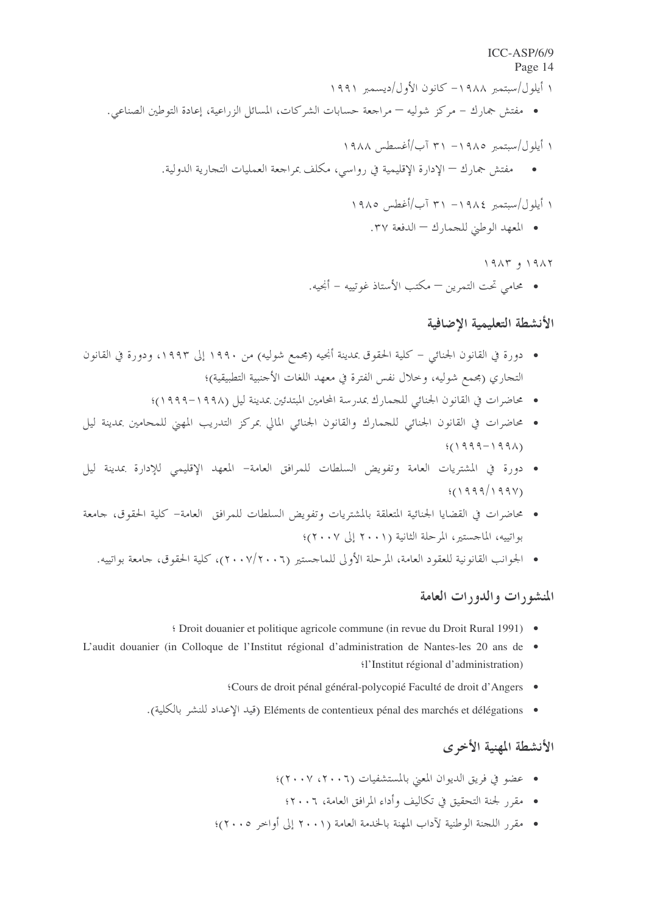١ أيلول/سبتمبر ١٩٨٨- كانون الأول/ديسمبر ١٩٩١

- مفتش جمارك - مركز شوليه – مراجعة حسابات الشركات، المسائل الزراعية، إعادة التوطين الصناعي.

١ أيلول/سبتمبر ١٩٨٥- ٣١ آب/أغسطس ١٩٨٨

- مفتش جمارك – الإدارة الإقليمية في رواسي، مكلف بمراجعة العمليات التجارية الدولية.

١ أيلول/سبتمبر ١٩٨٤- ٣١ آب/أغطس ١٩٨٥

- المعهد الوطني للجمارك – الدفعة ٣٧.

١٩٨٢ و ١٩٨٣

- محامي تحت التمرين – مكتب الأستاذ غوتييه – أنجيه.

## الأنشطة التعليمية الإضافية

- دورة في القانون الجنائي – كلية الحقوق بمدينة أنجيه (مجمع شوليه) من ١٩٩٠ إلى ١٩٩٣، ودورة في القانون التجاري (مجمع شوليه، وخلال نفس الفترة في معهد اللغات الأجنبية التطبيقية)؛
- محاضرات في القانون الجنائي للجمارك بمدرسة المحامين المبتدئين بمدينة ليل (١٩٩٨-١٩٩٩)؛
- محاضرات في القانون الجنائي للجمارك والقانون الجنائي المالي بمركز التدريب المهني للمحامين بمدينة ليل (١٩٩٨-١٩٩٩)؛
- دورة في المشتريات العامة وتفويض السلطات للمرافق العامة- المعهد الإقليمي للإدارة بمدينة ليل (١٩٩٧/١٩٩٩)؛
- محاضرات في القضايا الجنائية المتعلقة بالمشتريات وتفويض السلطات للمرافق العامة- كلية الحقوق، جامعة بواتييه، الماجستير، المرحلة الثانية (٢٠٠١ إلى ٢٠٠٧)؛
- الجوانب القانونية للعقود العامة، المرحلة الأولى للماجستير (٢٠٠٦/٢٠٠٧)، كلية الحقوق، جامعة بواتييه.

## المنشورات والدورات العامة

- Droit douanier et politique agricole commune (in revue du Droit Rural 1991)؛
- L'audit douanier (in Colloque de l'Institut régional d'administration de Nantes-les 20 ans de l'Institut régional d'administration)؛
- Cours de droit pénal général-polycopié Faculté de droit d'Angers؛
- Eléments de contentieux pénal des marchés et délégations (قيد الإعداد للنشر بالكلية).

## الأنشطة المهنية الأخرى

- عضو في فريق الديوان المعني بالمستشفيات (٢٠٠٦، ٢٠٠٧)؛
- مقرر لجنة التحقيق في تكاليف وأداء المرافق العامة، ٢٠٠٦؛
- مقرر اللجنة الوطنية لآداب المهنة بالخدمة العامة (٢٠٠١ إلى أواخر ٢٠٠٥)؛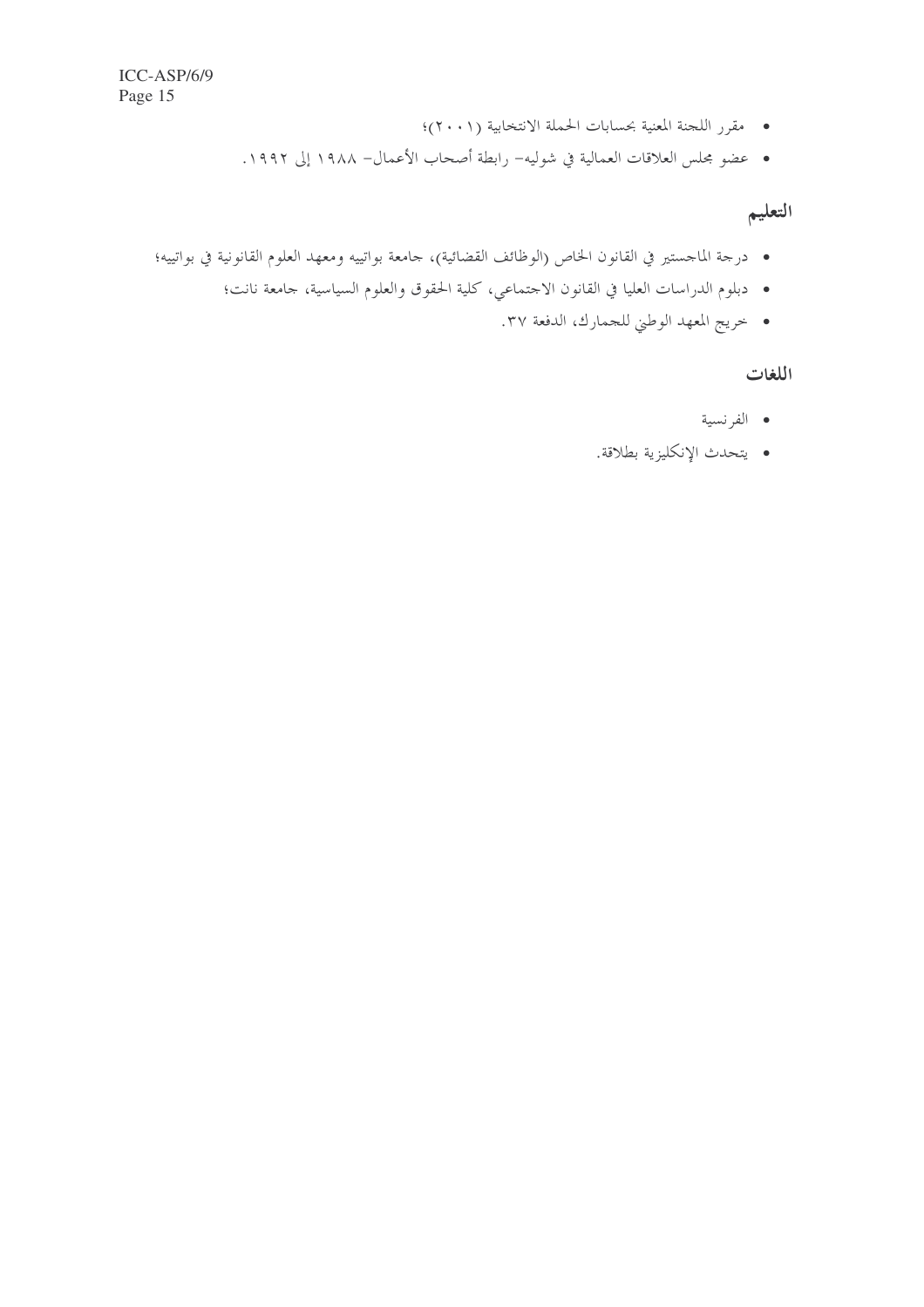- مقرر اللجنة المعنية بحسابات الحملة الانتخابية (٢٠٠١)؛
- عضو مجلس العلاقات العمالية في شوليه– رابطة أصحاب الأعمال– ١٩٨٨ إلى ١٩٩٢.

## التعليم

- درجة الماجستير في القانون الخاص (الوظائف القضائية)، جامعة بواتييه ومعهد العلوم القانونية في بواتييه؛
- دبلوم الدراسات العليا في القانون الاجتماعي، كلية الحقوق والعلوم السياسية، جامعة نانت؛
- خريج المعهد الوطني للجمارك، الدفعة ٣٧.

## اللغات

- الفرنسية
- يتحدث الإنكليزية بطلاقة.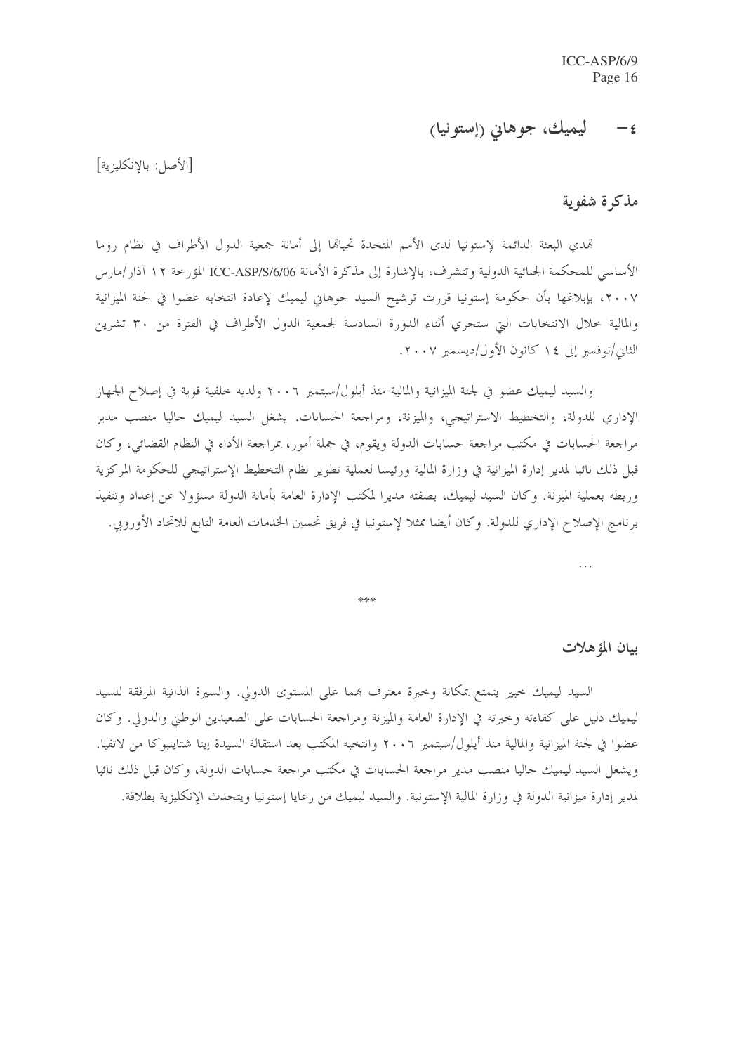### ٤- ليميك، جوهاني (إستونيا)

[الأصل: بالإنكليزية]

## مذكرة شفوية

تهدي البعثة الدائمة لإستونيا لدى الأمم المتحدة تحياتها إلى أمانة جمعية الدول الأطراف في نظام روما الأساسي للمحكمة الجنائية الدولية وتتشرف، بالإشارة إلى مذكرة الأمانة ICC-ASP/S/6/06 المؤرخة ١٢ آذار/مارس ٢٠٠٧، بإبلاغها بأن حكومة إستونيا قررت ترشيح السيد جوهاني ليميك لإعادة انتخابه عضوا في لجنة الميزانية والمالية خلال الانتخابات التي ستجري أثناء الدورة السادسة لجمعية الدول الأطراف في الفترة من ٣٠ تشرين الثاني/نوفمبر إلى ١٤ كانون الأول/ديسمبر ٢٠٠٧.

والسيد ليميك عضو في لجنة الميزانية والمالية منذ أيلول/سبتمبر ٢٠٠٦ ولديه خلفية قوية في إصلاح الجهاز الإداري للدولة، والتخطيط الاستراتيجي، والميزنة، ومراجعة الحسابات. يشغل السيد ليميك حاليا منصب مدير مراجعة الحسابات في مكتب مراجعة حسابات الدولة ويقوم، في جملة أمور، بمراجعة الأداء في النظام القضائي، وكان قبل ذلك نائبا لمدير إدارة الميزانية في وزارة المالية ورئيسا لعملية تطوير نظام التخطيط الإستراتيجي للحكومة المركزية وربطه بعملية الميزنة. وكان السيد ليميك، بصفته مديرا لمكتب الإدارة العامة بأمانة الدولة مسؤولا عن إعداد وتنفيذ برنامج الإصلاح الإداري للدولة. وكان أيضا ممثلا لإستونيا في فريق تحسين الخدمات العامة التابع للاتحاد الأوروبي.

...

***

## بيان المؤهلات

السيد ليميك خبير يتمتع بمكانة وخبرة معترف بهما على المستوى الدولي. والسيرة الذاتية المرفقة للسيد ليميك دليل على كفاءته وخبرته في الإدارة العامة والميزنة ومراجعة الحسابات على الصعيدين الوطني والدولي. وكان عضوا في لجنة الميزانية والمالية منذ أيلول/سبتمبر ٢٠٠٦ وانتخبه المكتب بعد استقالة السيدة إينا شتاينبوكا من لاتفيا. ويشغل السيد ليميك حاليا منصب مدير مراجعة الحسابات في مكتب مراجعة حسابات الدولة، وكان قبل ذلك نائبا لمدير إدارة ميزانية الدولة في وزارة المالية الإستونية. والسيد ليميك من رعايا إستونيا ويتحدث الإنكليزية بطلاقة.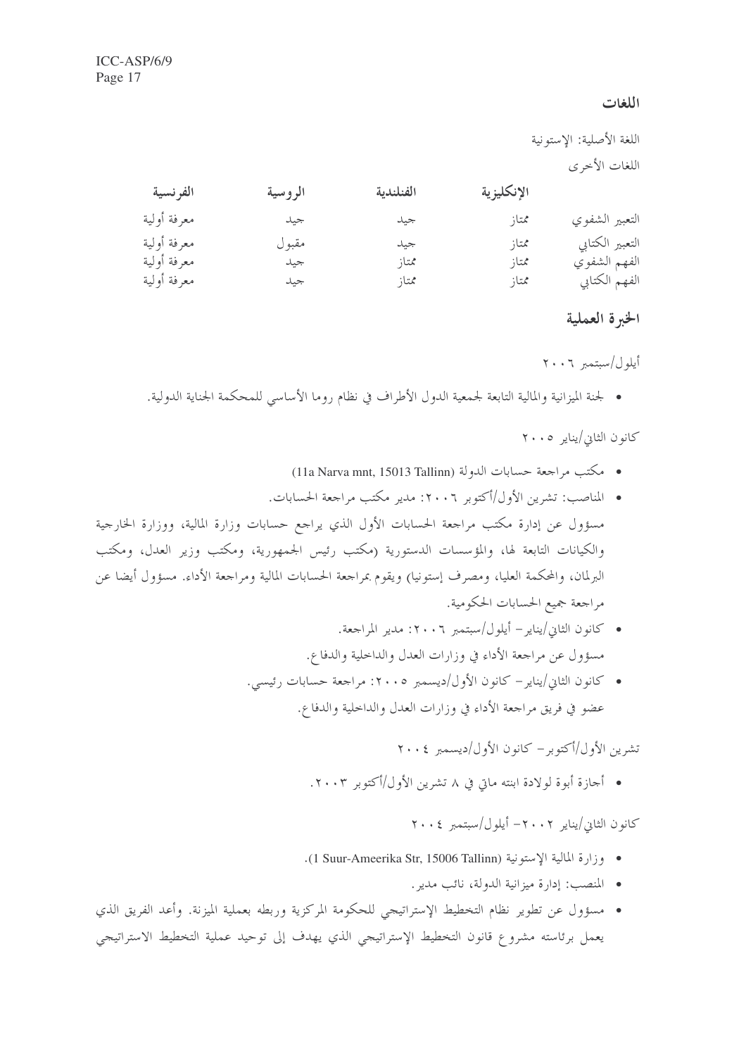### اللغات

اللغة الأصلية: الإستونية

اللغات الأخرى

| | الإنكليزية | الفنلندية | الروسية | الفرنسية |
|---|---|---|---|---|
| التعبير الشفوي | ممتاز | جيد | جيد | معرفة أولية |
| التعبير الكتابي | ممتاز | جيد | مقبول | معرفة أولية |
| الفهم الشفوي | ممتاز | ممتاز | جيد | معرفة أولية |
| الفهم الكتابي | ممتاز | ممتاز | جيد | معرفة أولية |

### الخبرة العملية

أيلول/سبتمبر ٢٠٠٦

- لجنة الميزانية والمالية التابعة لجمعية الدول الأطراف في نظام روما الأساسي للمحكمة الجنائية الدولية.

كانون الثاني/يناير ٢٠٠٥

- مكتب مراجعة حسابات الدولة (11a Narva mnt, 15013 Tallinn)
- المناصب: تشرين الأول/أكتوبر ٢٠٠٦: مدير مكتب مراجعة الحسابات.

مسؤول عن إدارة مكتب مراجعة الحسابات الأول الذي يراجع حسابات وزارة المالية، ووزارة الخارجية والكيانات التابعة لها، والمؤسسات الدستورية (مكتب رئيس الجمهورية، ومكتب وزير العدل، ومكتب البرلمان، والمحكمة العليا، ومصرف إستونيا) ويقوم بمراجعة الحسابات المالية ومراجعة الأداء. مسؤول أيضا عن مراجعة جميع الحسابات الحكومية.

- كانون الثاني/يناير– أيلول/سبتمبر ٢٠٠٦: مدير المراجعة.

  مسؤول عن مراجعة الأداء في وزارات العدل والداخلية والدفاع.

- كانون الثاني/يناير– كانون الأول/ديسمبر ٢٠٠٥: مراجعة حسابات رئيسي.

  عضو في فريق مراجعة الأداء في وزارات العدل والداخلية والدفاع.

تشرين الأول/أكتوبر– كانون الأول/ديسمبر ٢٠٠٤

- أجازة أبوة لولادة ابنته ماتي في ٨ تشرين الأول/أكتوبر ٢٠٠٣.

كانون الثاني/يناير ٢٠٠٢– أيلول/سبتمبر ٢٠٠٤

- وزارة المالية الإستونية (1 Suur-Ameerika Str, 15006 Tallinn).
- المنصب: إدارة ميزانية الدولة، نائب مدير.
- مسؤول عن تطوير نظام التخطيط الإستراتيجي للحكومة المركزية وربطه بعملية الميزنة. وأعد الفريق الذي يعمل برئاسته مشروع قانون التخطيط الإستراتيجي الذي يهدف إلى توحيد عملية التخطيط الاستراتيجي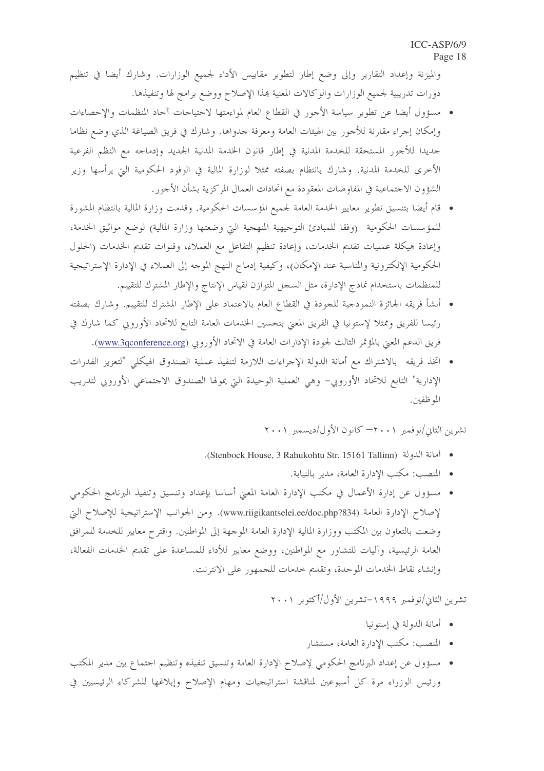والميزنة وإعداد التقارير وإلى وضع إطار لتطوير مقاييس الأداء لجميع الوزارات. وشارك أيضا في تنظيم دورات تدريبية لجميع الوزارات والوكالات المعنية بهذا الإصلاح ووضع برامج لها وتنفيذها.

- مسؤول أيضا عن تطوير سياسة الأجور في القطاع العام لمواءمتها لاحتياجات آحاد المنظمات والإحصاءات وإمكان إجراء مقارنة للأجور بين الهيئات العامة ومعرفة جدواها. وشارك في فريق الصياغة الذي وضع نظاما جديدا للأجور المستحقة للخدمة المدنية في إطار قانون الخدمة المدنية الجديد وإدماجه مع النظم الفرعية الأخرى للخدمة المدنية. وشارك بانتظام بصفته ممثلا لوزارة المالية في الوفود الحكومية التي يرأسها وزير الشؤون الاجتماعية في المفاوضات المعقودة مع اتحادات العمال المركزية بشأن الأجور.
- قام أيضا بتنسيق تطوير معايير الخدمة العامة لجميع المؤسسات الحكومية. وقدمت وزارة المالية بانتظام المشورة للمؤسسات الحكومية (وفقا للمبادئ التوجيهية المنهجية التي وضعتها وزارة المالية) لوضع مواثيق الخدمة، وإعادة هيكلة عمليات تقديم الخدمات، وإعادة تنظيم التفاعل مع العملاء، وقنوات تقديم الخدمات (الحلول الحكومية الإلكترونية والمناسبة عند الإمكان)، وكيفية إدماج النهج الموجه إلى العملاء في الإدارة الإستراتيجية للمنظمات باستخدام نماذج الإدارة، مثل السجل المتوازن لقياس الإنتاج والإطار المشترك للتقييم.
- أنشأ فريقه الجائزة النموذجية للجودة في القطاع العام بالاعتماد على الإطار المشترك للتقييم. وشارك بصفته رئيسا للفريق وممثلا لإستونيا في الفريق المعني بتحسين الخدمات العامة التابع للاتحاد الأوروبي كما شارك في فريق الدعم المعني بالمؤتمر الثالث لجودة الإدارات العامة في الاتحاد الأوروبي (www.3qconference.org).
- اتخذ فريقه بالاشتراك مع أمانة الدولة الإجراءات اللازمة لتنفيذ عملية الصندوق الهيكلي "لتعزيز القدرات الإدارية" التابع للاتحاد الأوروبي- وهي العملية الوحيدة التي يمولها الصندوق الاجتماعي الأوروبي لتدريب الموظفين.

تشرين الثاني/نوفمبر ٢٠٠١– كانون الأول/ديسمبر ٢٠٠١

- أمانة الدولة (Stenbock House, 3 Rahukohtu Str. 15161 Tallinn).
- المنصب: مكتب الإدارة العامة، مدير بالنيابة.
- مسؤول عن إدارة الأعمال في مكتب الإدارة العامة المعني أساسا بإعداد وتنسيق وتنفيذ البرنامج الحكومي لإصلاح الإدارة العامة (www.riigikantselei.ee/doc.php?834). ومن الجوانب الإستراتيجية للإصلاح التي وضعت بالتعاون بين المكتب ووزارة المالية الإدارة العامة الموجهة إلى المواطنين. واقترح معايير للخدمة للمرافق العامة الرئيسية، وآليات للتشاور مع المواطنين، ووضع معايير للأداء للمساعدة على تقديم الخدمات الفعالة، وإنشاء نقاط الخدمات الموحدة، وتقديم خدمات للجمهور على الانترنت.

تشرين الثاني/نوفمبر ١٩٩٩–تشرين الأول/أكتوبر ٢٠٠١

- أمانة الدولة في إستونيا
- المنصب: مكتب الإدارة العامة، مستشار
- مسؤول عن إعداد البرنامج الحكومي لإصلاح الإدارة العامة وتنسيق تنفيذه وتنظيم اجتماع بين مدير المكتب ورئيس الوزراء مرة كل أسبوعين لمناقشة استراتيجيات ومهام الإصلاح وإبلاغها للشركاء الرئيسيين في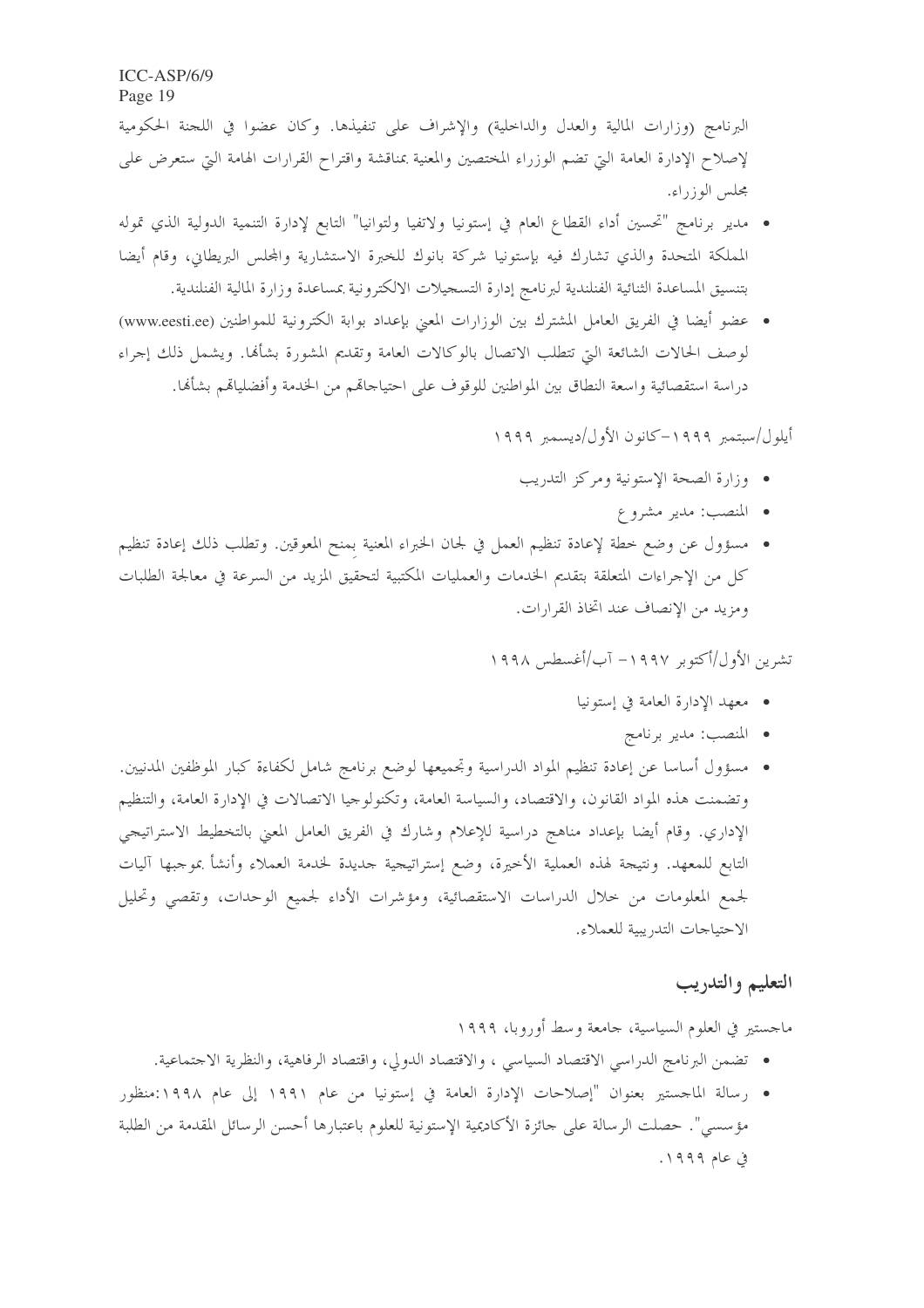البرنامج (وزارات المالية والعدل والداخلية) والإشراف على تنفيذها. وكان عضوا في اللجنة الحكومية لإصلاح الإدارة العامة التي تضم الوزراء المختصين والمعنية بمناقشة واقتراح القرارات الهامة التي ستعرض على مجلس الوزراء.

- مدير برنامج "تحسين أداء القطاع العام في إستونيا ولاتفيا ولتوانيا" التابع لإدارة التنمية الدولية الذي تموله المملكة المتحدة والذي تشارك فيه بإستونيا شركة بانوك للخبرة الاستشارية والمجلس البريطاني، وقام أيضا بتنسيق المساعدة الثنائية الفنلندية لبرنامج إدارة التسجيلات الالكترونية بمساعدة وزارة المالية الفنلندية.
- عضو أيضا في الفريق العامل المشترك بين الوزارات المعني بإعداد بوابة الكترونية للمواطنين (www.eesti.ee) لوصف الحالات الشائعة التي تتطلب الاتصال بالوكالات العامة وتقديم المشورة بشأنها. ويشمل ذلك إجراء دراسة استقصائية واسعة النطاق بين المواطنين للوقوف على احتياجاتهم من الخدمة وأفضلياتهم بشأنها.

أيلول/سبتمبر ١٩٩٩–كانون الأول/ديسمبر ١٩٩٩

- وزارة الصحة الإستونية ومركز التدريب
- المنصب: مدير مشروع
- مسؤول عن وضع خطة لإعادة تنظيم العمل في لجان الخبراء المعنية بمنح المعوقين. وتطلب ذلك إعادة تنظيم كل من الإجراءات المتعلقة بتقديم الخدمات والعمليات المكتبية لتحقيق المزيد من السرعة في معالجة الطلبات ومزيد من الإنصاف عند اتخاذ القرارات.

تشرين الأول/أكتوبر ١٩٩٧– آب/أغسطس ١٩٩٨

- معهد الإدارة العامة في إستونيا
- المنصب: مدير برنامج
- مسؤول أساسا عن إعادة تنظيم المواد الدراسية وتجميعها لوضع برنامج شامل لكفاءة كبار الموظفين المدنيين. وتضمنت هذه المواد القانون، والاقتصاد، والسياسة العامة، وتكنولوجيا الاتصالات في الإدارة العامة، والتنظيم الإداري. وقام أيضا بإعداد مناهج دراسية للإعلام وشارك في الفريق العامل المعني بالتخطيط الاستراتيجي التابع للمعهد. ونتيجة لهذه العملية الأخيرة، وضع إستراتيجية جديدة لخدمة العملاء وأنشأ بموجبها آليات لجمع المعلومات من خلال الدراسات الاستقصائية، ومؤشرات الأداء لجميع الوحدات، وتقصي وتحليل الاحتياجات التدريبية للعملاء.

## التعليم والتدريب

ماجستير في العلوم السياسية، جامعة وسط أوروبا، ١٩٩٩

- تضمن البرنامج الدراسي الاقتصاد السياسي ، والاقتصاد الدولي، واقتصاد الرفاهية، والنظرية الاجتماعية.
- رسالة الماجستير بعنوان "إصلاحات الإدارة العامة في إستونيا من عام ١٩٩١ إلى عام ١٩٩٨:منظور مؤسسي". حصلت الرسالة على جائزة الأكاديمية الإستونية للعلوم باعتبارها أحسن الرسائل المقدمة من الطلبة في عام ١٩٩٩.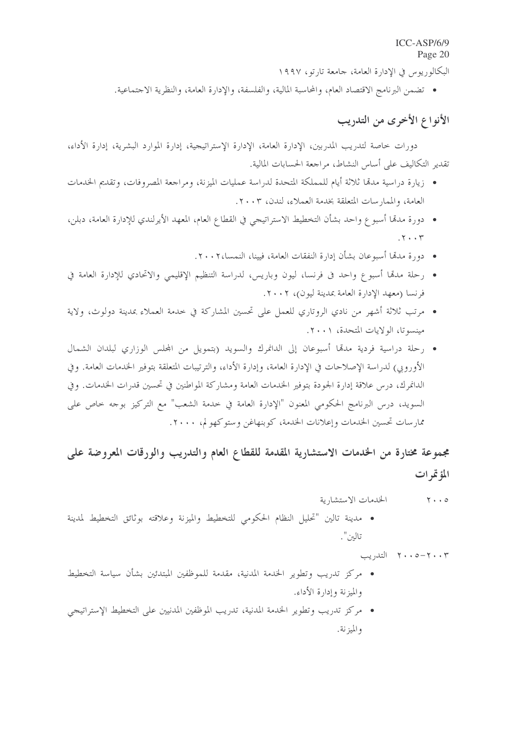البكالوريوس في الإدارة العامة، جامعة تارتو، ١٩٩٧

- تضمن البرنامج الاقتصاد العام، والمحاسبة المالية، والفلسفة، والإدارة العامة، والنظرية الاجتماعية.

## الأنواع الأخرى من التدريب

دورات خاصة لتدريب المدربين، الإدارة العامة، الإدارة الإستراتيجية، إدارة الموارد البشرية، إدارة الأداء، تقدير التكاليف على أساس النشاط، مراجعة الحسابات المالية.

- زيارة دراسية مدتها ثلاثة أيام للمملكة المتحدة لدراسة عمليات الميزنة، ومراجعة المصروفات، وتقديم الخدمات العامة، والممارسات المتعلقة بخدمة العملاء، لندن، ٢٠٠٣.
- دورة مدتها أسبوع واحد بشأن التخطيط الاستراتيجي في القطاع العام، المعهد الأيرلندي للإدارة العامة، دبلن، ٢٠٠٣.
- دورة مدتها أسبوعان بشأن إدارة النفقات العامة، فيينا، النمسا، ٢٠٠٢.
- رحلة مدتها أسبوع واحد في فرنسا، ليون وباريس، لدراسة التنظيم الإقليمي والاتحادي للإدارة العامة في فرنسا (معهد الإدارة العامة بمدينة ليون)، ٢٠٠٢.
- مرتب ثلاثة أشهر من نادي الروتاري للعمل على تحسين المشاركة في خدمة العملاء بمدينة دولوث، ولاية مينسوتا، الولايات المتحدة، ٢٠٠١.
- رحلة دراسية فردية مدتها أسبوعان إلى الدانمرك والسويد (بتمويل من المجلس الوزاري لبلدان الشمال الأوروبي) لدراسة الإصلاحات في الإدارة العامة، وإدارة الأداء، والترتيبات المتعلقة بتوفير الخدمات العامة. وفي الدانمرك، درس علاقة إدارة الجودة بتوفير الخدمات العامة ومشاركة المواطنين في تحسين قدرات الخدمات. وفي السويد، درس البرنامج الحكومي المعنون "الإدارة العامة في خدمة الشعب" مع التركيز بوجه خاص على ممارسات تحسين الخدمات وإعلانات الخدمة، كوبنهاغن وستوكهولم، ٢٠٠٠.

## مجموعة مختارة من الخدمات الاستشارية المقدمة للقطاع العام والتدريب والورقات المعروضة على المؤتمرات

٢٠٠٥ الخدمات الاستشارية

- مدينة تالين "تحليل النظام الحكومي للتخطيط والميزنة وعلاقته بوثائق التخطيط لمدينة تالين".

٢٠٠٣-٢٠٠٥ التدريب

- مركز تدريب وتطوير الخدمة المدنية، مقدمة للموظفين المبتدئين بشأن سياسة التخطيط والميزنة وإدارة الأداء.
- مركز تدريب وتطوير الخدمة المدنية، تدريب الموظفين المدنيين على التخطيط الإستراتيجي والميزنة.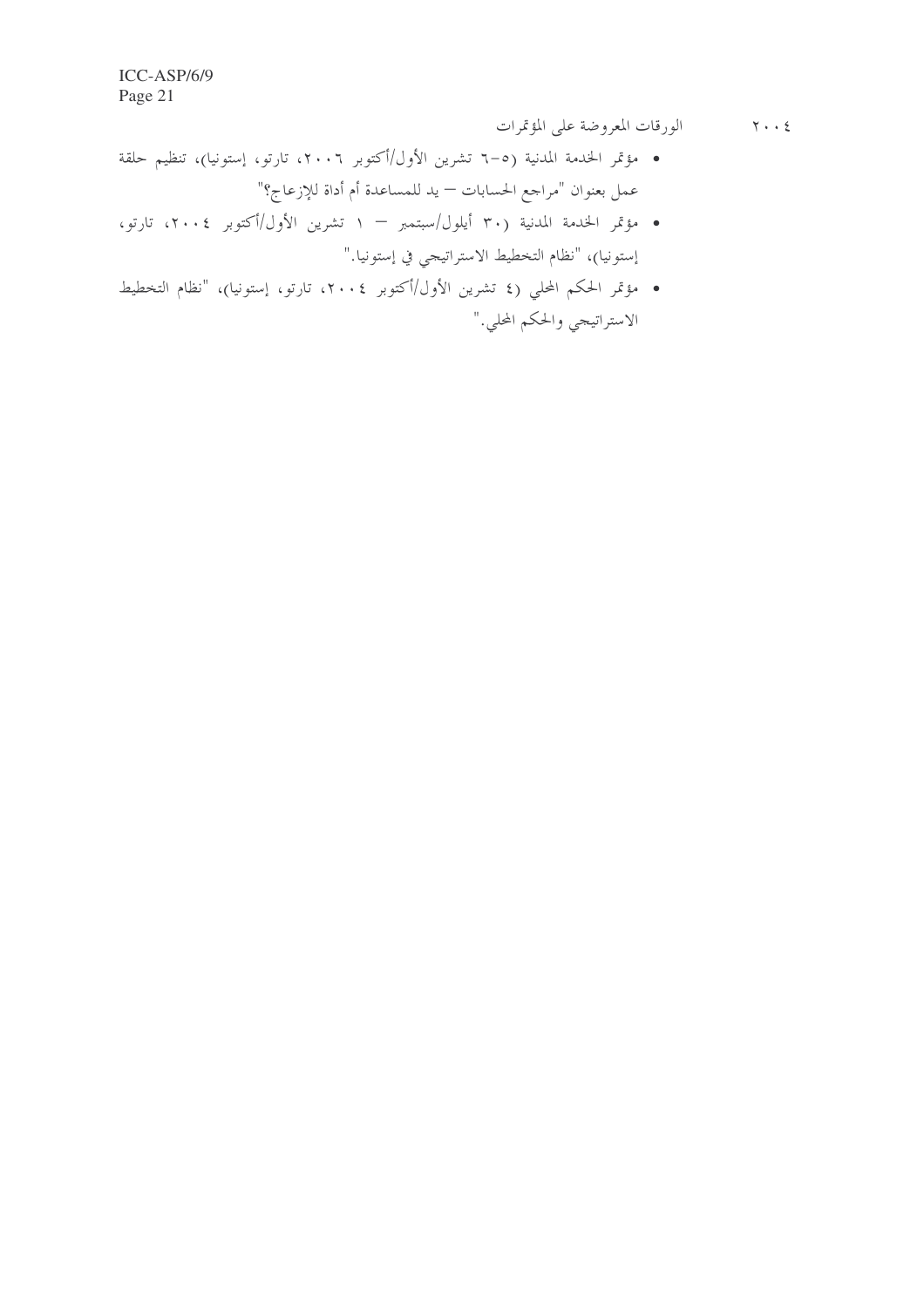٢٠٠٤ الورقات المعروضة على المؤتمرات

- مؤتمر الخدمة المدنية (٥-٦ تشرين الأول/أكتوبر ٢٠٠٦، تارتو، إستونيا)، تنظيم حلقة عمل بعنوان "مراجع الحسابات — يد للمساعدة أم أداة للإزعاج؟"
- مؤتمر الخدمة المدنية (٣٠ أيلول/سبتمبر — ١ تشرين الأول/أكتوبر ٢٠٠٤، تارتو، إستونيا)، "نظام التخطيط الاستراتيجي في إستونيا."
- مؤتمر الحكم المحلي (٤ تشرين الأول/أكتوبر ٢٠٠٤، تارتو، إستونيا)، "نظام التخطيط الاستراتيجي والحكم المحلي."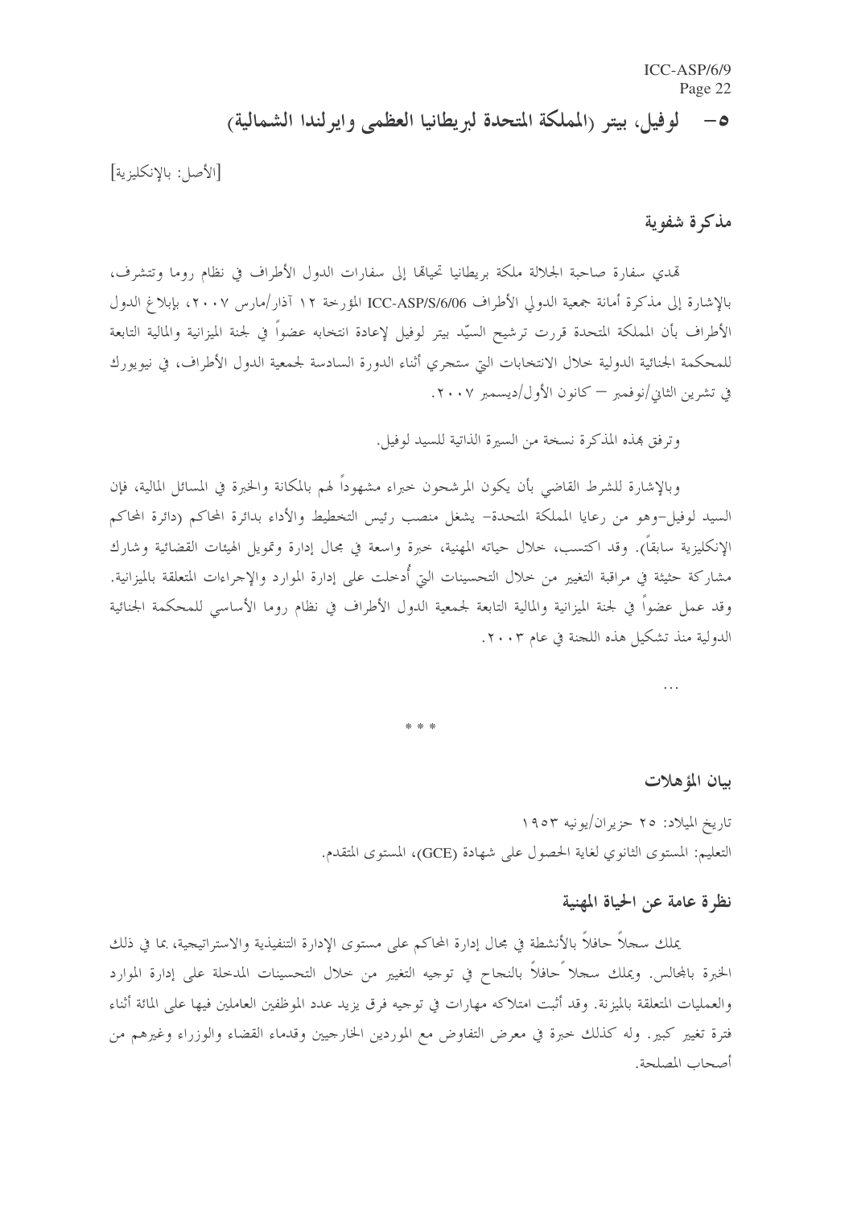## ٥- لوفيل، بيتر (المملكة المتحدة لبريطانيا العظمى وايرلندا الشمالية)

[الأصل: بالإنكليزية]

### مذكرة شفوية

تهدي سفارة صاحبة الجلالة ملكة بريطانيا تحياتها إلى سفارات الدول الأطراف في نظام روما وتتشرف، بالإشارة إلى مذكرة أمانة جمعية الدولي الأطراف ICC-ASP/S/6/06 المؤرخة ١٢ آذار/مارس ٢٠٠٧، بإبلاغ الدول الأطراف بأن المملكة المتحدة قررت ترشيح السيّد بيتر لوفيل لإعادة انتخابه عضواً في لجنة الميزانية والمالية التابعة للمحكمة الجنائية الدولية خلال الانتخابات التي ستجري أثناء الدورة السادسة لجمعية الدول الأطراف، في نيويورك في تشرين الثاني/نوفمبر – كانون الأول/ديسمبر ٢٠٠٧.

وترفق بهذه المذكرة نسخة من السيرة الذاتية للسيد لوفيل.

وبالإشارة للشرط القاضي بأن يكون المرشحون خبراء مشهوداً لهم بالمكانة والخبرة في المسائل المالية، فإن السيد لوفيل–وهو من رعايا المملكة المتحدة– يشغل منصب رئيس التخطيط والأداء بدائرة المحاكم (دائرة المحاكم الإنكليزية سابقاً). وقد اكتسب، خلال حياته المهنية، خبرة واسعة في مجال إدارة وتمويل الهيئات القضائية وشارك مشاركة حثيثة في مراقبة التغيير من خلال التحسينات التي أُدخلت على إدارة الموارد والإجراءات المتعلقة بالميزانية. وقد عمل عضواً في لجنة الميزانية والمالية التابعة لجمعية الدول الأطراف في نظام روما الأساسي للمحكمة الجنائية الدولية منذ تشكيل هذه اللجنة في عام ٢٠٠٣.

...

\* \* \*

### بيان المؤهلات

تاريخ الميلاد: ٢٥ حزيران/يونيه ١٩٥٣

التعليم: المستوى الثانوي لغاية الحصول على شهادة (GCE)، المستوى المتقدم.

### نظرة عامة عن الحياة المهنية

يملك سجلاً حافلاً بالأنشطة في مجال إدارة المحاكم على مستوى الإدارة التنفيذية والاستراتيجية، بما في ذلك الخبرة بالمجالس. ويملك سجلاً حافلاً بالنجاح في توجيه التغيير من خلال التحسينات المدخلة على إدارة الموارد والعمليات المتعلقة بالميزانية. وقد أثبت امتلاكه مهارات في توجيه فرق يزيد عدد الموظفين العاملين فيها على المائة أثناء فترة تغيير كبير. وله كذلك خبرة في معرض التفاوض مع الموردين الخارجيين وقدماء القضاء والوزراء وغيرهم من أصحاب المصلحة.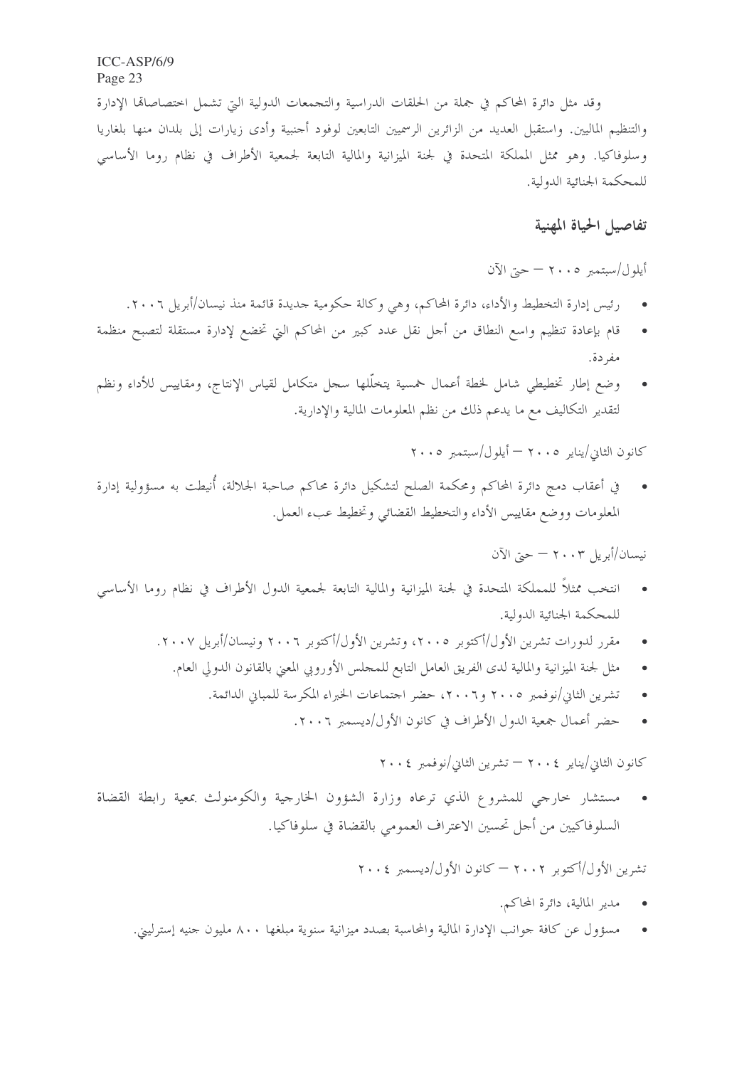وقد مثل دائرة المحاكم في جملة من الحلقات الدراسية والتجمعات الدولية التي تشمل اختصاصاتها الإدارة والتنظيم الماليين. واستقبل العديد من الزائرين الرسميين التابعين لوفود أجنبية وأدى زيارات إلى بلدان منها بلغاريا وسلوفاكيا. وهو ممثل المملكة المتحدة في لجنة الميزانية والمالية التابعة لجمعية الأطراف في نظام روما الأساسي للمحكمة الجنائية الدولية.

## تفاصيل الحياة المهنية

أيلول/سبتمبر ٢٠٠٥ – حتى الآن

- رئيس إدارة التخطيط والأداء، دائرة المحاكم، وهي وكالة حكومية جديدة قائمة منذ نيسان/أبريل ٢٠٠٦.
- قام بإعادة تنظيم واسع النطاق من أجل نقل عدد كبير من المحاكم التي تخضع لإدارة مستقلة لتصبح منظمة مفردة.
- وضع إطار تخطيطي شامل لخطة أعمال خمسية يتخلّلها سجل متكامل لقياس الإنتاج، ومقاييس للأداء ونظم لتقدير التكاليف مع ما يدعم ذلك من نظم المعلومات المالية والإدارية.

كانون الثاني/يناير ٢٠٠٥ – أيلول/سبتمبر ٢٠٠٥

- في أعقاب دمج دائرة المحاكم ومحكمة الصلح لتشكيل دائرة محاكم صاحبة الجلالة، أُنيطت به مسؤولية إدارة المعلومات ووضع مقاييس الأداء والتخطيط القضائي وتخطيط عبء العمل.

نيسان/أبريل ٢٠٠٣ – حتى الآن

- انتخب ممثلاً للمملكة المتحدة في لجنة الميزانية والمالية التابعة لجمعية الدول الأطراف في نظام روما الأساسي للمحكمة الجنائية الدولية.
  - مقرر لدورات تشرين الأول/أكتوبر ٢٠٠٥، وتشرين الأول/أكتوبر ٢٠٠٦ ونيسان/أبريل ٢٠٠٧.
  - مثل لجنة الميزانية والمالية لدى الفريق العامل التابع للمجلس الأوروبي المعني بالقانون الدولي العام.
  - تشرين الثاني/نوفمبر ٢٠٠٥ و٢٠٠٦، حضر اجتماعات الخبراء المكرسة للمباني الدائمة.
  - حضر أعمال جمعية الدول الأطراف في كانون الأول/ديسمبر ٢٠٠٦.

كانون الثاني/يناير ٢٠٠٤ – تشرين الثاني/نوفمبر ٢٠٠٤

- مستشار خارجي للمشروع الذي ترعاه وزارة الشؤون الخارجية والكومنولث بمعية رابطة القضاة السلوفاكيين من أجل تحسين الاعتراف العمومي بالقضاة في سلوفاكيا.

تشرين الأول/أكتوبر ٢٠٠٢ – كانون الأول/ديسمبر ٢٠٠٤

- مدير المالية، دائرة المحاكم.
- مسؤول عن كافة جوانب الإدارة المالية والمحاسبة بصدد ميزانية سنوية مبلغها ٨٠٠ مليون جنيه إسترليني.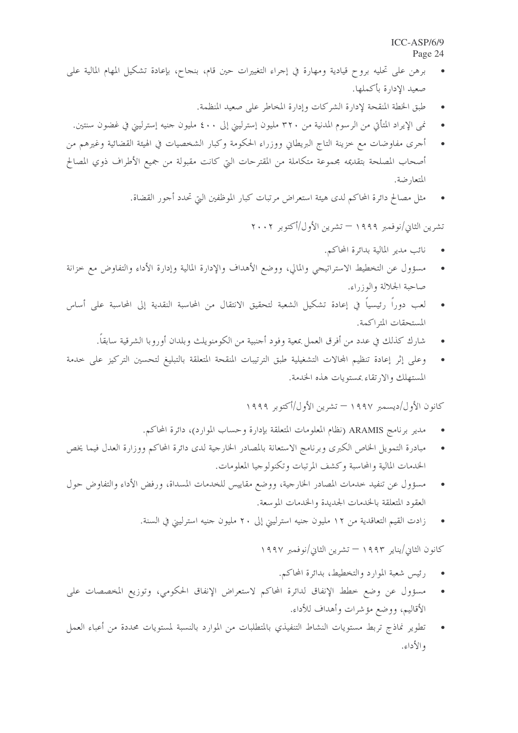- برهن على تحليه بروح قيادية ومهارة في إجراء التغييرات حين قام، بنجاح، بإعادة تشكيل المهام المالية على صعيد الإدارة بأكملها.
- طبق الخطة المنقحة لإدارة الشركات وإدارة المخاطر على صعيد المنظمة.
- نمى الإيراد المتأتي من الرسوم المدنية من ٣٢٠ مليون إسترليني إلى ٤٠٠ مليون جنيه إسترليني في غضون سنتين.
- أجرى مفاوضات مع خزينة التاج البريطاني ووزراء الحكومة وكبار الشخصيات في الهيئة القضائية وغيرهم من أصحاب المصلحة بتقديمه مجموعة متكاملة من المقترحات التي كانت مقبولة من جميع الأطراف ذوي المصالح المتعارضة.
- مثل مصالح دائرة المحاكم لدى هيئة استعراض مرتبات كبار الموظفين التي تحدد أجور القضاة.

تشرين الثاني/نوفمبر ١٩٩٩ – تشرين الأول/أكتوبر ٢٠٠٢

- نائب مدير المالية بدائرة المحاكم.
- مسؤول عن التخطيط الاستراتيجي والمالي، ووضع الأهداف والإدارة المالية وإدارة الأداء والتفاوض مع خزانة صاحبة الجلالة والوزراء.
- لعب دوراً رئيسياً في إعادة تشكيل الشعبة لتحقيق الانتقال من المحاسبة النقدية إلى المحاسبة على أساس المستحقات المتراكمة.
- شارك كذلك في عدد من أفرق العمل بمعية وفود أجنبية من الكومنويلث وبلدان أوروبا الشرقية سابقاً.
- وعلى إثر إعادة تنظيم المجالات التشغيلية طبق الترتيبات المنقحة المتعلقة بالتبليغ لتحسين التركيز على خدمة المستهلك والارتقاء بمستويات هذه الخدمة.

كانون الأول/ديسمبر ١٩٩٧ – تشرين الأول/أكتوبر ١٩٩٩

- مدير برنامج ARAMIS (نظام المعلومات المتعلقة بإدارة وحساب الموارد)، دائرة المحاكم.
- مبادرة التمويل الخاص الكبرى وبرنامج الاستعانة بالمصادر الخارجية لدى دائرة المحاكم ووزارة العدل فيما يخص الخدمات المالية والمحاسبة وكشف المرتبات وتكنولوجيا المعلومات.
- مسؤول عن تنفيذ خدمات المصادر الخارجية، ووضع مقاييس للخدمات المسداة، ورفض الأداء والتفاوض حول العقود المتعلقة بالخدمات الجديدة والخدمات الموسعة.
- زادت القيم التعاقدية من ١٢ مليون جنيه استرليني إلى ٢٠ مليون جنيه استرليني في السنة.

كانون الثاني/يناير ١٩٩٣ – تشرين الثاني/نوفمبر ١٩٩٧

- رئيس شعبة الموارد والتخطيط، بدائرة المحاكم.
- مسؤول عن وضع خطط الإنفاق لدائرة المحاكم لاستعراض الإنفاق الحكومي، وتوزيع المخصصات على الأقاليم، ووضع مؤشرات وأهداف للأداء.
- تطوير نماذج تربط مستويات النشاط التنفيذي بالمتطلبات من الموارد بالنسبة لمستويات محددة من أعباء العمل والأداء.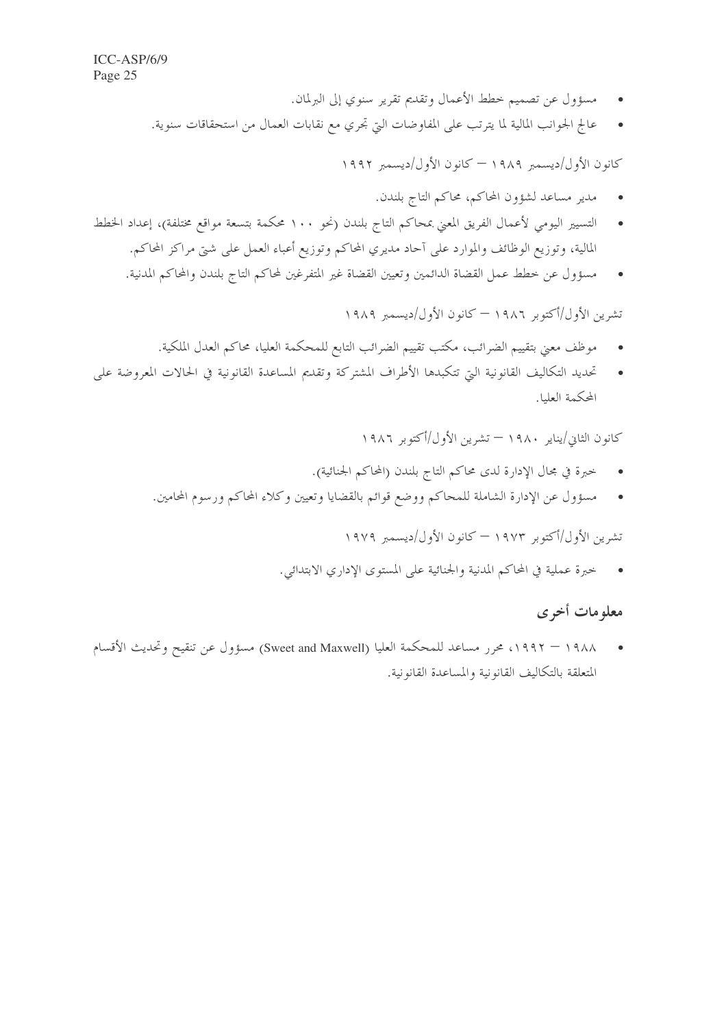- مسؤول عن تصميم خطط الأعمال وتقديم تقرير سنوي إلى البرلمان.
- عالج الجوانب المالية لما يترتب على المفاوضات التي تجري مع نقابات العمال من استحقاقات سنوية.

كانون الأول/ديسمبر ١٩٨٩ – كانون الأول/ديسمبر ١٩٩٢

- مدير مساعد لشؤون المحاكم، محاكم التاج بلندن.
- التسيير اليومي لأعمال الفريق المعني بمحاكم التاج بلندن (نحو ١٠٠ محكمة بتسعة مواقع مختلفة)، إعداد الخطط المالية، وتوزيع الوظائف والموارد على آحاد مديري المحاكم وتوزيع أعباء العمل على شتى مراكز المحاكم.
- مسؤول عن خطط عمل القضاة الدائمين وتعيين القضاة غير المتفرغين لمحاكم التاج بلندن والمحاكم المدنية.

تشرين الأول/أكتوبر ١٩٨٦ – كانون الأول/ديسمبر ١٩٨٩

- موظف معني بتقييم الضرائب، مكتب تقييم الضرائب التابع للمحكمة العليا، محاكم العدل الملكية.
- تحديد التكاليف القانونية التي تتكبدها الأطراف المشتركة وتقديم المساعدة القانونية في الحالات المعروضة على المحكمة العليا.

كانون الثاني/يناير ١٩٨٠ – تشرين الأول/أكتوبر ١٩٨٦

- خبرة في مجال الإدارة لدى محاكم التاج بلندن (المحاكم الجنائية).
- مسؤول عن الإدارة الشاملة للمحاكم ووضع قوائم بالقضايا وتعيين وكلاء المحاكم ورسوم المحامين.

تشرين الأول/أكتوبر ١٩٧٣ – كانون الأول/ديسمبر ١٩٧٩

- خبرة عملية في المحاكم المدنية والجنائية على المستوى الإداري الابتدائي.

## معلومات أخرى

- ١٩٨٨ – ١٩٩٢، محرر مساعد للمحكمة العليا (Sweet and Maxwell) مسؤول عن تنقيح وتحديث الأقسام المتعلقة بالتكاليف القانونية والمساعدة القانونية.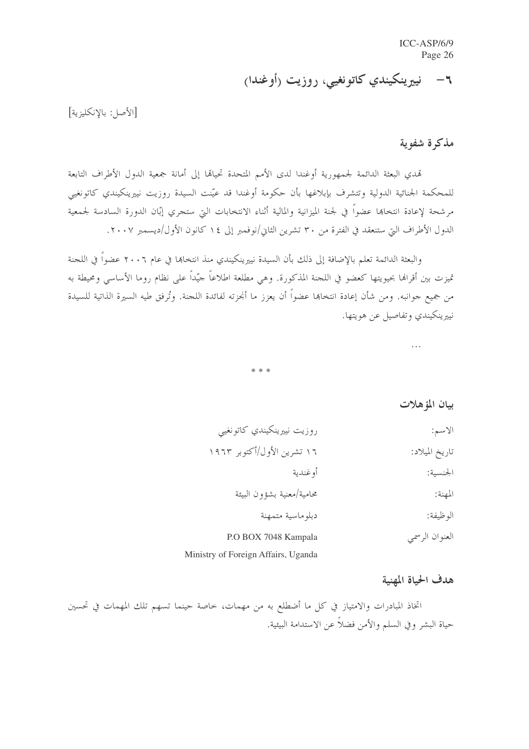## ٦- نييرينكيندي كاتونغيي، روزيت (أوغندا)

[الأصل: بالإنكليزية]

### مذكرة شفوية

تهدي البعثة الدائمة لجمهورية أوغندا لدى الأمم المتحدة تحياتها إلى أمانة جمعية الدول الأطراف التابعة للمحكمة الجنائية الدولية وتتشرف بإبلاغها بأن حكومة أوغندا قد عيّنت السيدة روزيت نييرينكيندي كاتونغيي مرشحة لإعادة انتخابها عضواً في لجنة الميزانية والمالية أثناء الانتخابات التي ستجري إبّان الدورة السادسة لجمعية الدول الأطراف التي ستنعقد في الفترة من ٣٠ تشرين الثاني/نوفمبر إلى ١٤ كانون الأول/ديسمبر ٢٠٠٧.

والبعثة الدائمة تعلم بالإضافة إلى ذلك بأن السيدة نييرينكيندي منذ انتخابها في عام ٢٠٠٦ عضواً في اللجنة تميزت بين أقرانها بحيويتها كعضو في اللجنة المذكورة. وهي مطلعة اطلاعاً جيّداً على نظام روما الأساسي ومحيطة به من جميع جوانبه. ومن شأن إعادة انتخابها عضواً أن يعزز ما أنجزته لفائدة اللجنة. وتُرفق طيه السيرة الذاتية للسيدة نييرينكيندي وتفاصيل عن هويتها.

...

\* \* \*

### بيان المؤهلات

الاسم: روزيت نييرينكيندي كاتونغيي

تاريخ الميلاد: ١٦ تشرين الأول/أكتوبر ١٩٦٣

الجنسية: أوغندية

المهنة: محامية/معنية بشؤون البيئة

الوظيفة: دبلوماسية متمهنة

العنوان الرسمي: P.O BOX 7048 Kampala
Ministry of Foreign Affairs, Uganda

### هدف الحياة المهنية

اتخاذ المبادرات والامتياز في كل ما أضطلع به من مهمات، خاصة حينما تسهم تلك المهمات في تحسين حياة البشر وفي السلم والأمن فضلاً عن الاستدامة البيئية.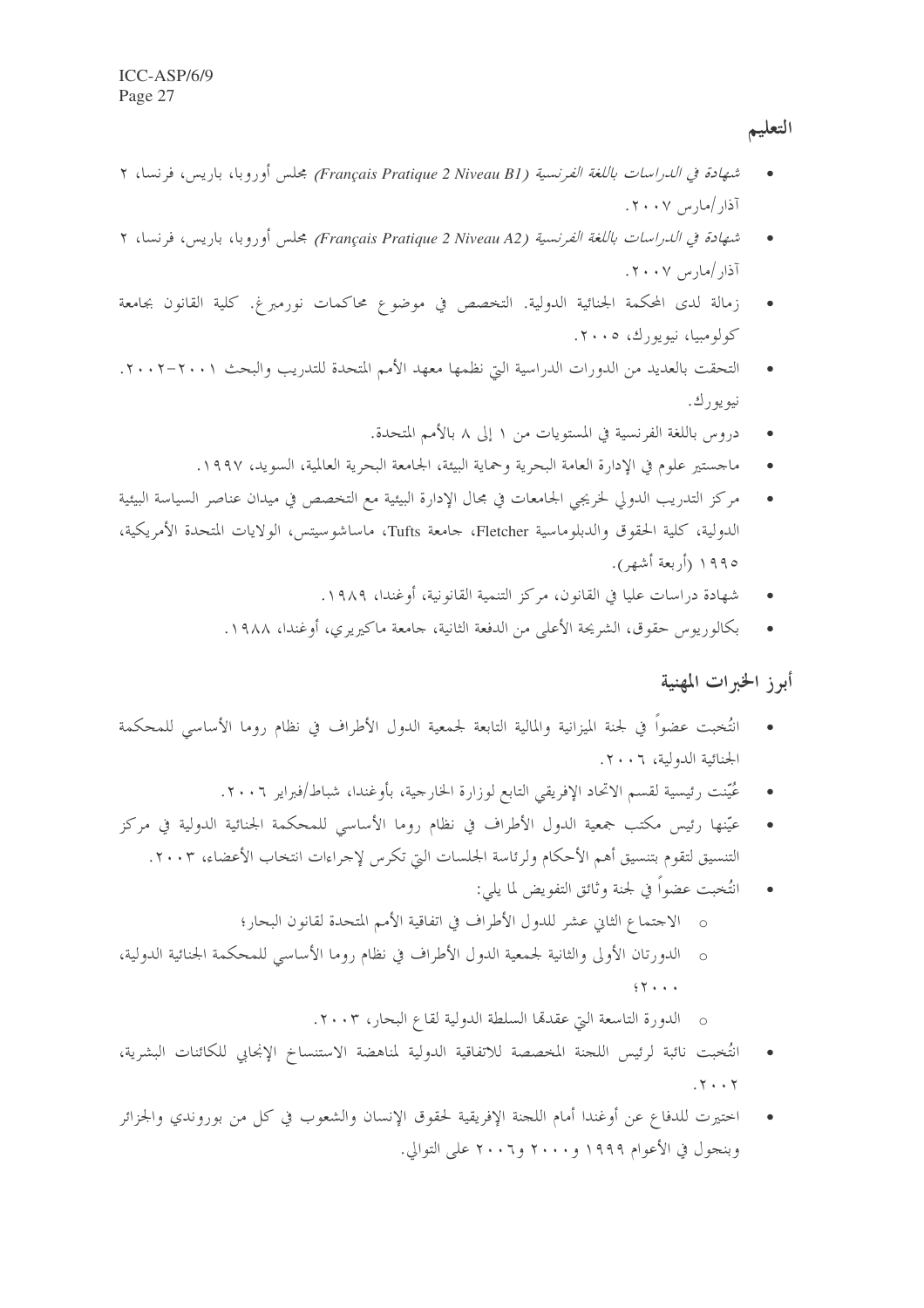## التعليم

- *شهادة في الدراسات باللغة الفرنسية (Français Pratique 2 Niveau B1)* مجلس أوروبا، باريس، فرنسا، ٢ آذار/مارس ٢٠٠٧.
- *شهادة في الدراسات باللغة الفرنسية (Français Pratique 2 Niveau A2)* مجلس أوروبا، باريس، فرنسا، ٢ آذار/مارس ٢٠٠٧.
- زمالة لدى المحكمة الجنائية الدولية. التخصص في موضوع محاكمات نورمبرغ. كلية القانون بجامعة كولومبيا، نيويورك، ٢٠٠٥.
- التحقت بالعديد من الدورات الدراسية التي نظمها معهد الأمم المتحدة للتدريب والبحث ٢٠٠١-٢٠٠٢. نيويورك.
- دروس باللغة الفرنسية في المستويات من ١ إلى ٨ بالأمم المتحدة.
- ماجستير علوم في الإدارة العامة البحرية وحماية البيئة، الجامعة البحرية العالمية، السويد، ١٩٩٧.
- مركز التدريب الدولي لخريجي الجامعات في مجال الإدارة البيئية مع التخصص في ميدان عناصر السياسة البيئية الدولية، كلية الحقوق والدبلوماسية Fletcher، جامعة Tufts، ماساشوسيتس، الولايات المتحدة الأمريكية، ١٩٩٥ (أربعة أشهر).
- شهادة دراسات عليا في القانون، مركز التنمية القانونية، أوغندا، ١٩٨٩.
- بكالوريوس حقوق، الشريحة الأعلى من الدفعة الثانية، جامعة ماكيريري، أوغندا، ١٩٨٨.

## أبرز الخبرات المهنية

- انتُخبت عضواً في لجنة الميزانية والمالية التابعة لجمعية الدول الأطراف في نظام روما الأساسي للمحكمة الجنائية الدولية، ٢٠٠٦.
- عُيِّنت رئيسية لقسم الاتحاد الإفريقي التابع لوزارة الخارجية، بأوغندا، شباط/فبراير ٢٠٠٦.
- عيّنها رئيس مكتب جمعية الدول الأطراف في نظام روما الأساسي للمحكمة الجنائية الدولية في مركز التنسيق لتقوم بتنسيق أهم الأحكام ولرئاسة الجلسات التي تكرس لإجراءات انتخاب الأعضاء، ٢٠٠٣.
- انتُخبت عضواً في لجنة وثائق التفويض لما يلي:
  - الاجتماع الثاني عشر للدول الأطراف في اتفاقية الأمم المتحدة لقانون البحار؛
  - الدورتان الأولى والثانية لجمعية الدول الأطراف في نظام روما الأساسي للمحكمة الجنائية الدولية، ٢٠٠٠؛
  - الدورة التاسعة التي عقدتها السلطة الدولية لقاع البحار، ٢٠٠٣.
- انتُخبت نائبة لرئيس اللجنة المخصصة للاتفاقية الدولية لمناهضة الاستنساخ الإنجابي للكائنات البشرية، ٢٠٠٢.
- اختيرت للدفاع عن أوغندا أمام اللجنة الإفريقية لحقوق الإنسان والشعوب في كل من بوروندي والجزائر وبنجول في الأعوام ١٩٩٩ و٢٠٠٠ و٢٠٠٦ على التوالي.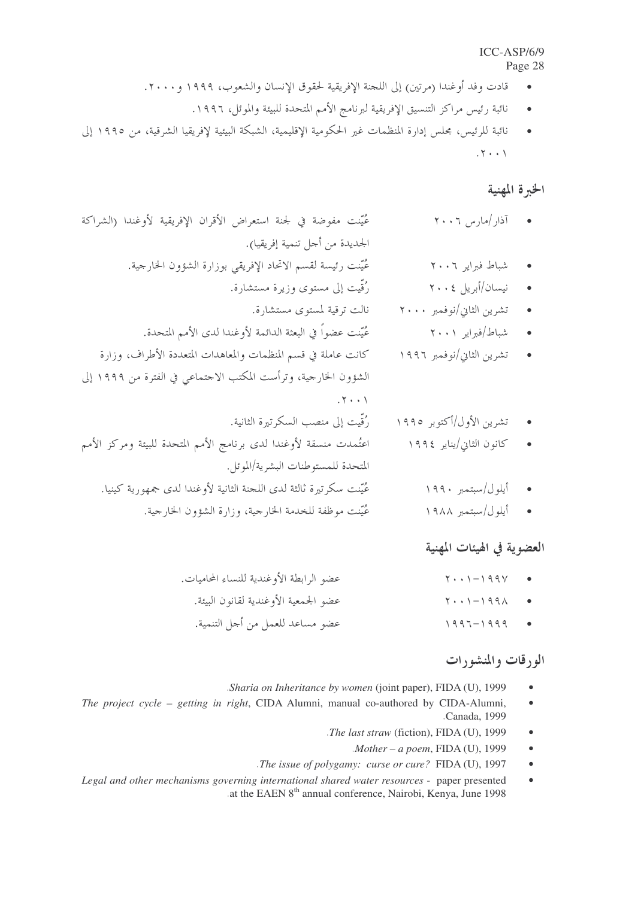- قادت وفد أوغندا (مرتين) إلى اللجنة الإفريقية لحقوق الإنسان والشعوب، ١٩٩٩ و٢٠٠٠.
- نائبة رئيس مراكز التنسيق الإفريقية لبرنامج الأمم المتحدة للبيئة والموئل، ١٩٩٦.
- نائبة للرئيس، مجلس إدارة المنظمات غير الحكومية الإقليمية، الشبكة البيئية لإفريقيا الشرقية، من ١٩٩٥ إلى ٢٠٠١.

## الخبرة المهنية

- آذار/مارس ٢٠٠٦ — عُيِّنت مفوضة في لجنة استعراض الأقران الإفريقية لأوغندا (الشراكة الجديدة من أجل تنمية إفريقيا).
- شباط فبراير ٢٠٠٦ — عُيِّنت رئيسة لقسم الاتحاد الإفريقي بوزارة الشؤون الخارجية.
- نيسان/أبريل ٢٠٠٤ — رُقِّيت إلى مستوى وزيرة مستشارة.
- تشرين الثاني/نوفمبر ٢٠٠٠ — نالت ترقية لمستوى مستشارة.
- شباط/فبراير ٢٠٠١ — عُيِّنت عضواً في البعثة الدائمة لأوغندا لدى الأمم المتحدة.
- تشرين الثاني/نوفمبر ١٩٩٦ — كانت عاملة في قسم المنظمات والمعاهدات المتعددة الأطراف، وزارة الشؤون الخارجية، وترأست المكتب الاجتماعي في الفترة من ١٩٩٩ إلى ٢٠٠١.
- تشرين الأول/أكتوبر ١٩٩٥ — رُقِّيت إلى منصب السكرتيرة الثانية.
- كانون الثاني/يناير ١٩٩٤ — اعتُمدت منسقة لأوغندا لدى برنامج الأمم المتحدة للبيئة ومركز الأمم المتحدة للمستوطنات البشرية/الموئل.
- أيلول/سبتمبر ١٩٩٠ — عُيِّنت سكرتيرة ثالثة لدى اللجنة الثانية لأوغندا لدى جمهورية كينيا.
- أيلول/سبتمبر ١٩٨٨ — عُيِّنت موظفة للخدمة الخارجية، وزارة الشؤون الخارجية.

## العضوية في الهيئات المهنية

- ١٩٩٧-٢٠٠١ — عضو الرابطة الأوغندية للنساء المحاميات.
- ١٩٩٨-٢٠٠١ — عضو الجمعية الأوغندية لقانون البيئة.
- ١٩٩٩-١٩٩٦ — عضو مساعد للعمل من أجل التنمية.

## الورقات والمنشورات

- *Sharia on Inheritance by women* (joint paper), FIDA (U), 1999.
- *The project cycle – getting in right*, CIDA Alumni, manual co-authored by CIDA-Alumni, Canada, 1999.
- *The last straw* (fiction), FIDA (U), 1999.
- *Mother – a poem*, FIDA (U), 1999.
- *The issue of polygamy: curse or cure?* FIDA (U), 1997.
- *Legal and other mechanisms governing international shared water resources* - paper presented at the EAEN 8th annual conference, Nairobi, Kenya, June 1998.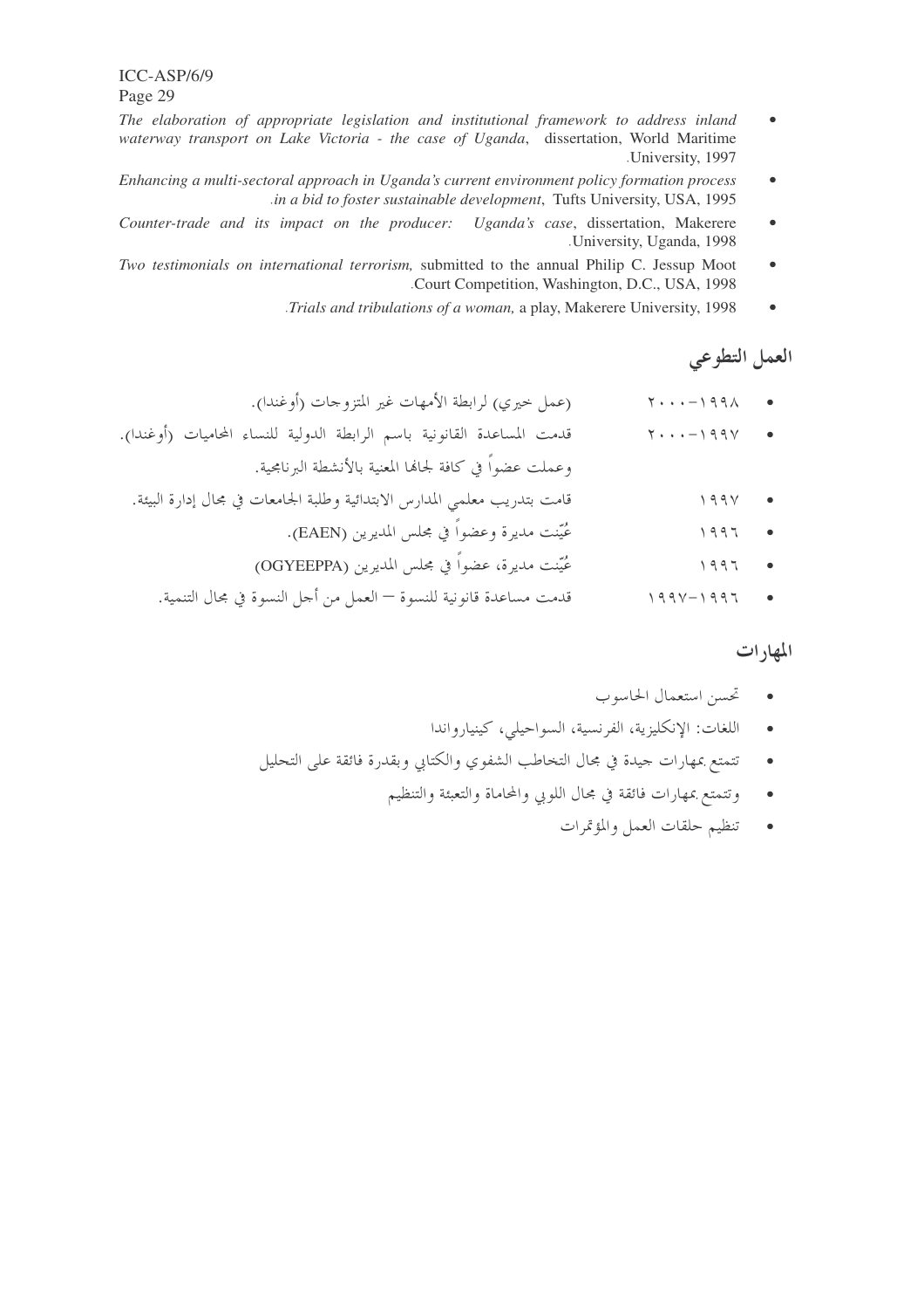- *The elaboration of appropriate legislation and institutional framework to address inland waterway transport on Lake Victoria - the case of Uganda*, dissertation, World Maritime University, 1997.
- *Enhancing a multi-sectoral approach in Uganda's current environment policy formation process in a bid to foster sustainable development*, Tufts University, USA, 1995.
- *Counter-trade and its impact on the producer: Uganda's case*, dissertation, Makerere University, Uganda, 1998.
- *Two testimonials on international terrorism,* submitted to the annual Philip C. Jessup Moot Court Competition, Washington, D.C., USA, 1998.
- *Trials and tribulations of a woman,* a play, Makerere University, 1998.

## العمل التطوعي

- ١٩٩٨-٢٠٠٠ (عمل خيري) لرابطة الأمهات غير المتزوجات (أوغندا).
- ١٩٩٧-٢٠٠٠ قدمت المساعدة القانونية باسم الرابطة الدولية للنساء المحاميات (أوغندا). وعملت عضواً في كافة لجانها المعنية بالأنشطة البرنامجية.
- ١٩٩٧ قامت بتدريب معلمي المدارس الابتدائية وطلبة الجامعات في مجال إدارة البيئة.
- ١٩٩٦ عُيّنت مديرة وعضواً في مجلس المديرين (EAEN).
- ١٩٩٦ عُيّنت مديرة، عضواً في مجلس المديرين (OGYEEPPA)
- ١٩٩٦-١٩٩٧ قدمت مساعدة قانونية للنسوة — العمل من أجل النسوة في مجال التنمية.

## المهارات

- تحسن استعمال الحاسوب
- اللغات: الإنكليزية، الفرنسية، السواحيلي، كينيارواندا
- تتمتع بمهارات جيدة في مجال التخاطب الشفوي والكتابي وبقدرة فائقة على التحليل
- وتتمتع بمهارات فائقة في مجال اللوبي والمحاماة والتعبئة والتنظيم
- تنظيم حلقات العمل والمؤتمرات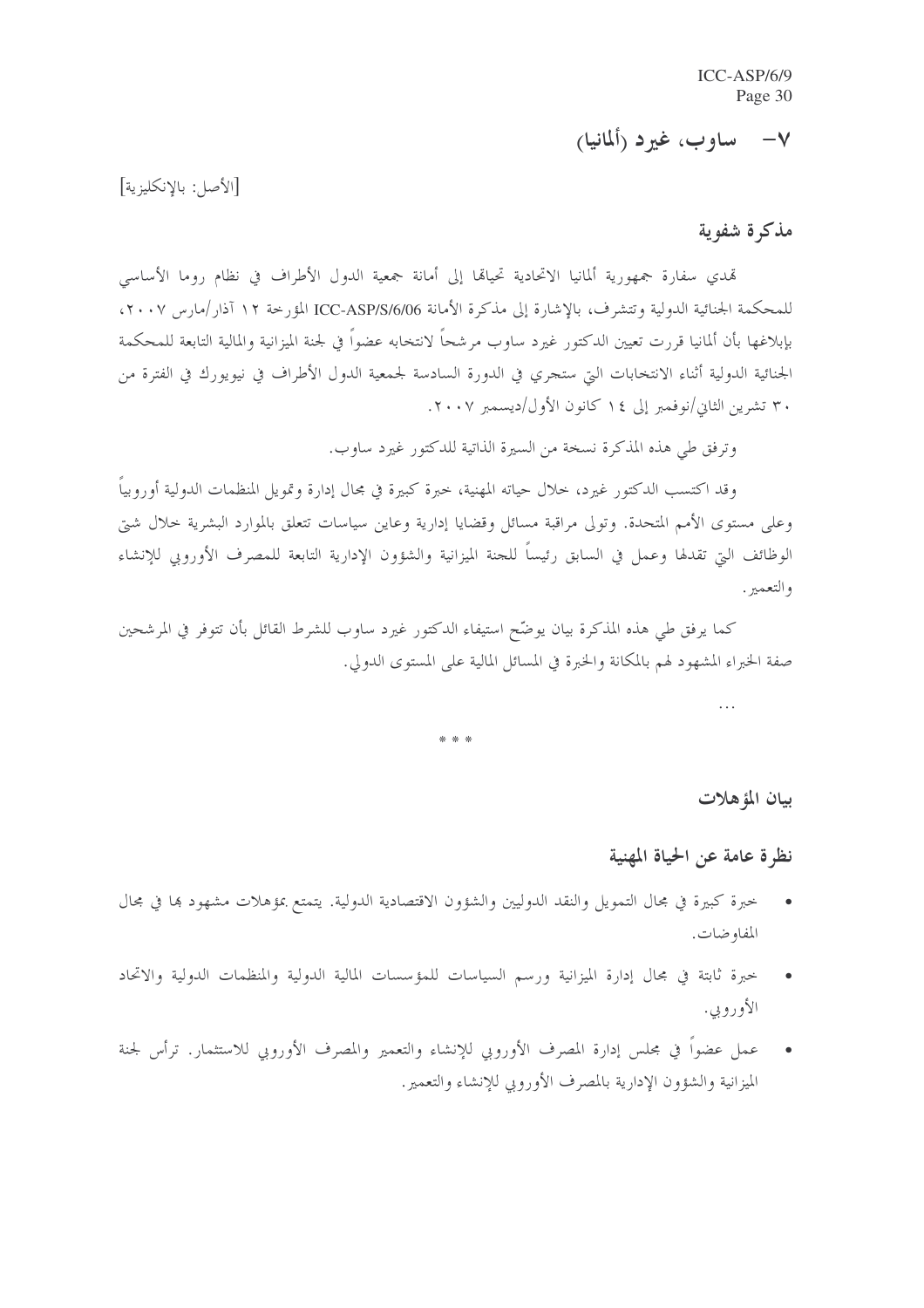## ٧- ساوب، غيرد (ألمانيا)

[الأصل: بالإنكليزية]

### مذكرة شفوية

تهدي سفارة جمهورية ألمانيا الاتحادية تحياتها إلى أمانة جمعية الدول الأطراف في نظام روما الأساسي للمحكمة الجنائية الدولية وتتشرف، بالإشارة إلى مذكرة الأمانة ICC-ASP/S/6/06 المؤرخة ١٢ آذار/مارس ٢٠٠٧، بإبلاغها بأن ألمانيا قررت تعيين الدكتور غيرد ساوب مرشحاً لانتخابه عضواً في لجنة الميزانية والمالية التابعة للمحكمة الجنائية الدولية أثناء الانتخابات التي ستجري في الدورة السادسة لجمعية الدول الأطراف في نيويورك في الفترة من ٣٠ تشرين الثاني/نوفمبر إلى ١٤ كانون الأول/ديسمبر ٢٠٠٧.

وترفق طي هذه المذكرة نسخة من السيرة الذاتية للدكتور غيرد ساوب.

وقد اكتسب الدكتور غيرد، خلال حياته المهنية، خبرة كبيرة في مجال إدارة وتمويل المنظمات الدولية أوروبياً وعلى مستوى الأمم المتحدة. وتولى مراقبة مسائل وقضايا إدارية وعاين سياسات تتعلق بالموارد البشرية خلال شتى الوظائف التي تقدلها وعمل في السابق رئيساً للجنة الميزانية والشؤون الإدارية التابعة للمصرف الأوروبي للإنشاء والتعمير.

كما يرفق طي هذه المذكرة بيان يوضّح استيفاء الدكتور غيرد ساوب للشرط القائل بأن تتوفر في المرشحين صفة الخبراء المشهود لهم بالمكانة والخبرة في المسائل المالية على المستوى الدولي.

...

* * *

### بيان المؤهلات

### نظرة عامة عن الحياة المهنية

- خبرة كبيرة في مجال التمويل والنقد الدوليين والشؤون الاقتصادية الدولية. يتمتع بمؤهلات مشهود بها في مجال المفاوضات.
- خبرة ثابتة في مجال إدارة الميزانية ورسم السياسات للمؤسسات المالية الدولية والمنظمات الدولية والاتحاد الأوروبي.
- عمل عضواً في مجلس إدارة المصرف الأوروبي للإنشاء والتعمير والمصرف الأوروبي للاستثمار. ترأس لجنة الميزانية والشؤون الإدارية بالمصرف الأوروبي للإنشاء والتعمير.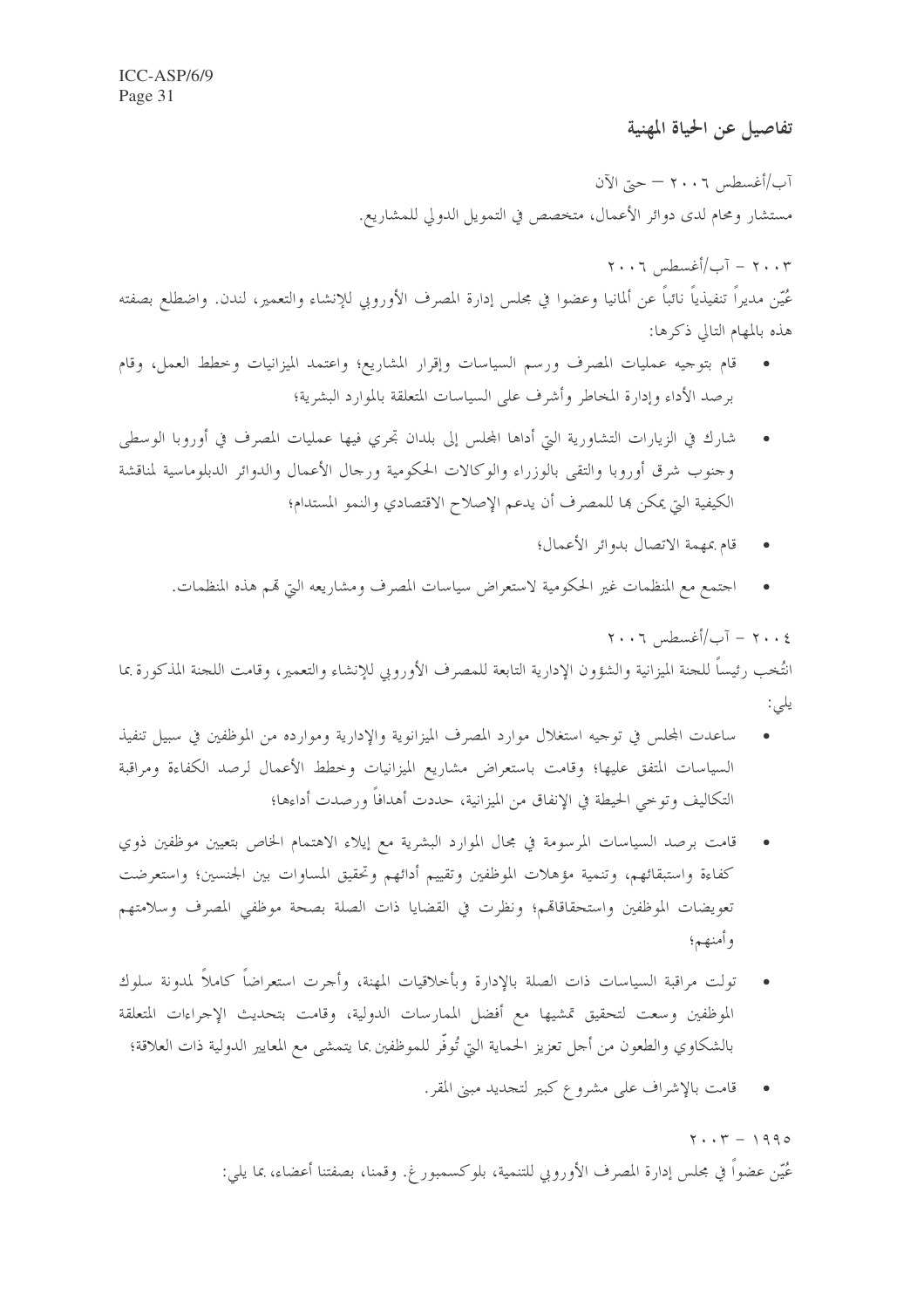### تفاصيل عن الحياة المهنية

آب/أغسطس ٢٠٠٦ – حتى الآن
مستشار ومحام لدى دوائر الأعمال، متخصص في التمويل الدولي للمشاريع.

٢٠٠٣ – آب/أغسطس ٢٠٠٦
عُيّن مديراً تنفيذياً نائباً عن ألمانيا وعضوا في مجلس إدارة المصرف الأوروبي للإنشاء والتعمير، لندن. واضطلع بصفته هذه بالمهام التالي ذكرها:

- قام بتوجيه عمليات المصرف ورسم السياسات وإقرار المشاريع؛ واعتمد الميزانيات وخطط العمل، وقام برصد الأداء وإدارة المخاطر وأشرف على السياسات المتعلقة بالموارد البشرية؛
- شارك في الزيارات التشاورية التي أداها المجلس إلى بلدان تجري فيها عمليات المصرف في أوروبا الوسطى وجنوب شرق أوروبا والتقى بالوزراء والوكالات الحكومية ورجال الأعمال والدوائر الدبلوماسية لمناقشة الكيفية التي يمكن بها للمصرف أن يدعم الإصلاح الاقتصادي والنمو المستدام؛
- قام بمهمة الاتصال بدوائر الأعمال؛
- اجتمع مع المنظمات غير الحكومية لاستعراض سياسات المصرف ومشاريعه التي تهم هذه المنظمات.

٢٠٠٤ – آب/أغسطس ٢٠٠٦
انتُخب رئيساً للجنة الميزانية والشؤون الإدارية التابعة للمصرف الأوروبي للإنشاء والتعمير، وقامت اللجنة المذكورة بما يلي:

- ساعدت المجلس في توجيه استغلال موارد المصرف الميزانوية والإدارية وموارده من الموظفين في سبيل تنفيذ السياسات المتفق عليها؛ وقامت باستعراض مشاريع الميزانيات وخطط الأعمال لرصد الكفاءة ومراقبة التكاليف وتوخي الحيطة في الإنفاق من الميزانية، حددت أهدافاً ورصدت أداءها؛
- قامت برصد السياسات المرسومة في مجال الموارد البشرية مع إيلاء الاهتمام الخاص بتعيين موظفين ذوي كفاءة واستبقائهم، وتنمية مؤهلات الموظفين وتقييم أدائهم وتحقيق المساواة بين الجنسين؛ واستعرضت تعويضات الموظفين واستحقاقاتهم؛ ونظرت في القضايا ذات الصلة بصحة موظفي المصرف وسلامتهم وأمنهم؛
- تولت مراقبة السياسات ذات الصلة بالإدارة وبأخلاقيات المهنة، وأجرت استعراضاً كاملاً لمدونة سلوك الموظفين وسعت لتحقيق تمشيها مع أفضل الممارسات الدولية، وقامت بتحديث الإجراءات المتعلقة بالشكاوي والطعون من أجل تعزيز الحماية التي تُوفّر للموظفين بما يتمشى مع المعايير الدولية ذات العلاقة؛
- قامت بالإشراف على مشروع كبير لتجديد مبنى المقر.

١٩٩٥ – ٢٠٠٣
عُيّن عضواً في مجلس إدارة المصرف الأوروبي للتنمية، بلوكسمبورغ. وقمنا، بصفتنا أعضاء، بما يلي: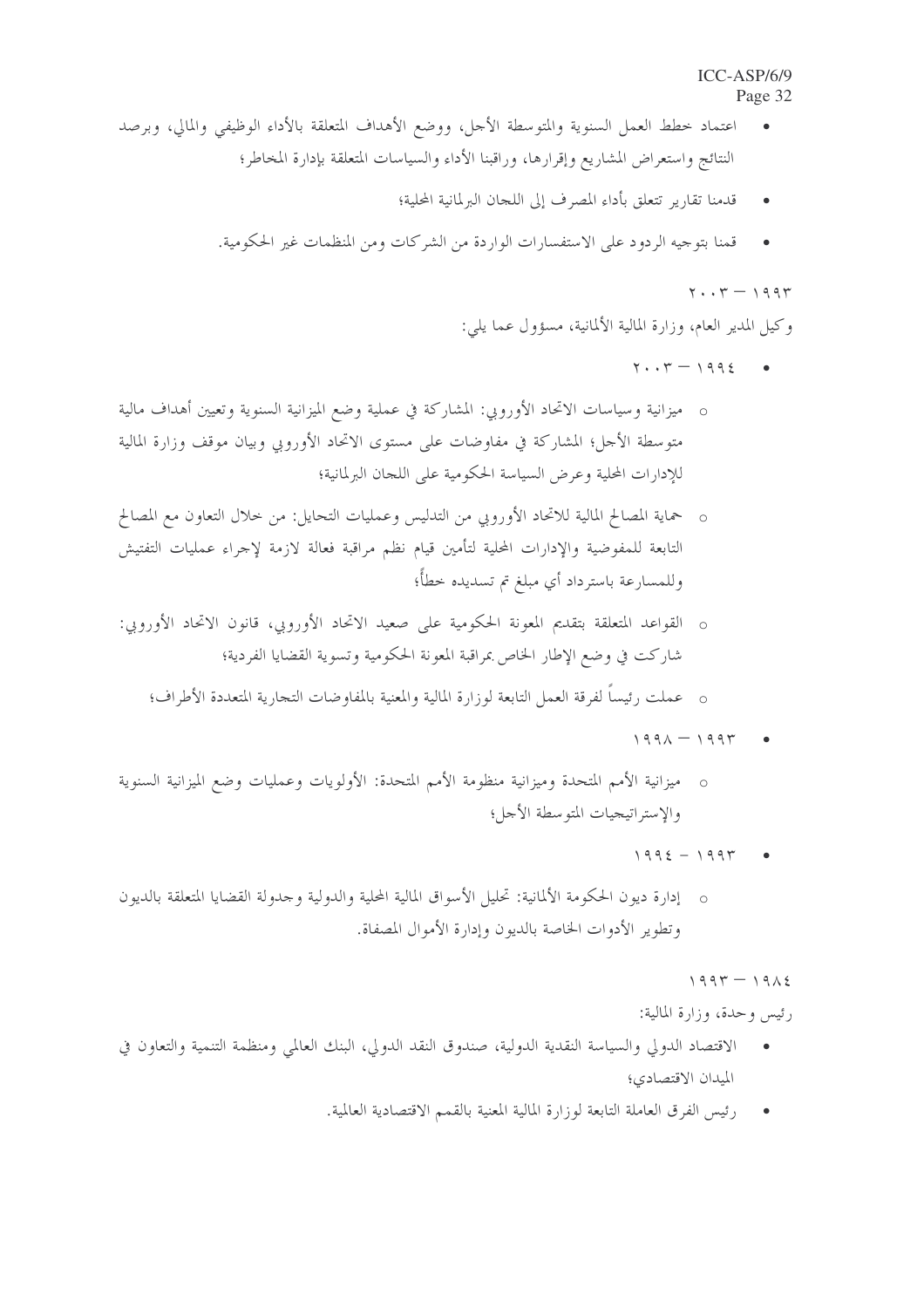- اعتماد خطط العمل السنوية والمتوسطة الأجل، ووضع الأهداف المتعلقة بالأداء الوظيفي والمالي، وبرصد النتائج واستعراض المشاريع وإقرارها، وراقبنا الأداء والسياسات المتعلقة بإدارة المخاطر؛
- قدمنا تقارير تتعلق بأداء المصرف إلى اللجان البرلمانية المحلية؛
- قمنا بتوجيه الردود على الاستفسارات الواردة من الشركات ومن المنظمات غير الحكومية.

١٩٩٣ – ٢٠٠٣

وكيل المدير العام، وزارة المالية الألمانية، مسؤول عما يلي:

- ١٩٩٤ – ٢٠٠٣
  - o ميزانية وسياسات الاتحاد الأوروبي: المشاركة في عملية وضع الميزانية السنوية وتعيين أهداف مالية متوسطة الأجل؛ المشاركة في مفاوضات على مستوى الاتحاد الأوروبي وبيان موقف وزارة المالية للإدارات المحلية وعرض السياسة الحكومية على اللجان البرلمانية؛
  - o حماية المصالح المالية للاتحاد الأوروبي من التدليس وعمليات التحايل: من خلال التعاون مع المصالح التابعة للمفوضية والإدارات المحلية لتأمين قيام نظم مراقبة فعالة لازمة لإجراء عمليات التفتيش وللمسارعة باسترداد أي مبلغ تم تسديده خطأً؛
  - o القواعد المتعلقة بتقديم المعونة الحكومية على صعيد الاتحاد الأوروبي، قانون الاتحاد الأوروبي: شاركت في وضع الإطار الخاص بمراقبة المعونة الحكومية وتسوية القضايا الفردية؛
  - o عملت رئيساً لفرقة العمل التابعة لوزارة المالية والمعنية بالمفاوضات التجارية المتعددة الأطراف؛
- ١٩٩٣ – ١٩٩٨
  - o ميزانية الأمم المتحدة وميزانية منظومة الأمم المتحدة: الأولويات وعمليات وضع الميزانية السنوية والإستراتيجيات المتوسطة الأجل؛
- ١٩٩٣ - ١٩٩٤
  - o إدارة ديون الحكومة الألمانية: تحليل الأسواق المالية المحلية والدولية وجدولة القضايا المتعلقة بالديون وتطوير الأدوات الخاصة بالديون وإدارة الأموال المصفاة.

١٩٨٤ – ١٩٩٣

رئيس وحدة، وزارة المالية:

- الاقتصاد الدولي والسياسة النقدية الدولية، صندوق النقد الدولي، البنك العالمي ومنظمة التنمية والتعاون في الميدان الاقتصادي؛
- رئيس الفرق العاملة التابعة لوزارة المالية المعنية بالقمم الاقتصادية العالمية.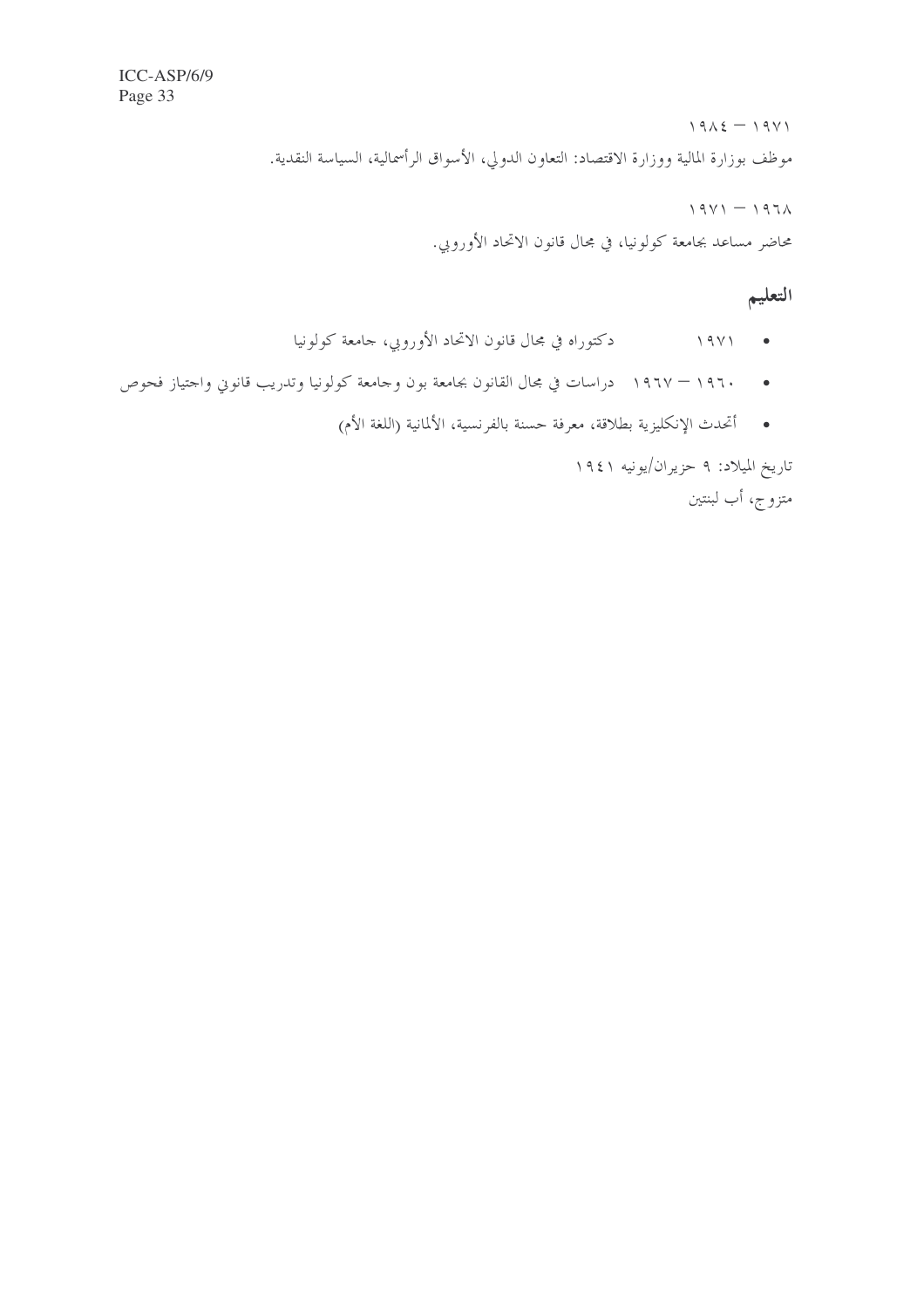١٩٧١ – ١٩٨٤

موظف بوزارة المالية ووزارة الاقتصاد: التعاون الدولي، الأسواق الرأسمالية، السياسة النقدية.

١٩٦٨ – ١٩٧١

محاضر مساعد بجامعة كولونيا، في مجال قانون الاتحاد الأوروبي.

## التعليم

- ١٩٧١ دكتوراه في مجال قانون الاتحاد الأوروبي، جامعة كولونيا
- ١٩٦٠ – ١٩٦٧ دراسات في مجال القانون بجامعة بون وجامعة كولونيا وتدريب قانوني واجتياز فحوص
- أتحدث الإنكليزية بطلاقة، معرفة حسنة بالفرنسية، الألمانية (اللغة الأم)

تاريخ الميلاد: ٩ حزيران/يونيه ١٩٤١

متزوج، أب لبنتين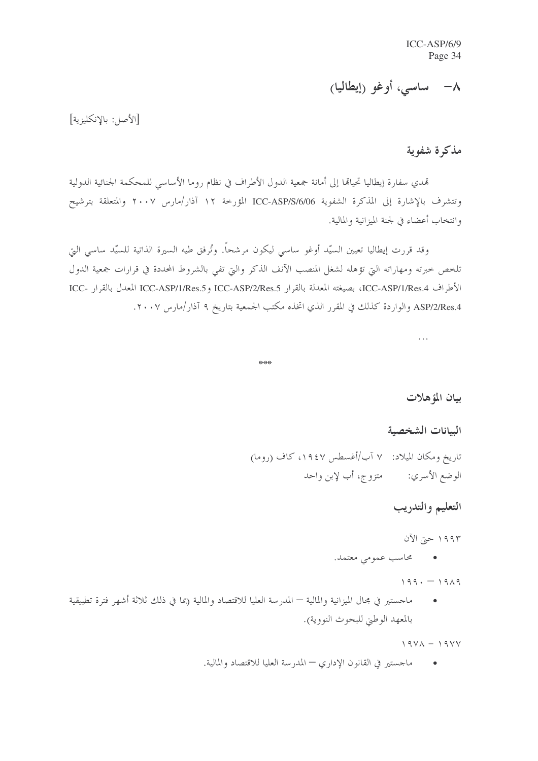## ٨- ساسي، أوغو (إيطاليا)

[الأصل: بالإنكليزية]

### مذكرة شفوية

تهدي سفارة إيطاليا تحياتها إلى أمانة جمعية الدول الأطراف في نظام روما الأساسي للمحكمة الجنائية الدولية وتتشرف بالإشارة إلى المذكرة الشفوية ICC-ASP/S/6/06 المؤرخة ١٢ آذار/مارس ٢٠٠٧ والمتعلقة بترشيح وانتخاب أعضاء في لجنة الميزانية والمالية.

وقد قررت إيطاليا تعيين السيّد أوغو ساسي ليكون مرشحاً. وتُرفق طيه السيرة الذاتية للسيّد ساسي التي تلخص خبرته ومهاراته التي تؤهله لشغل المنصب الآنف الذكر والتي تفي بالشروط المحددة في قرارات جمعية الدول الأطراف ICC-ASP/1/Res.4، بصيغته المعدلة بالقرار ICC-ASP/2/Res.5 وICC-ASP/1/Res.5 المعدل بالقرار ICC-ASP/2/Res.4 والواردة كذلك في المقرر الذي اتخذه مكتب الجمعية بتاريخ ٩ آذار/مارس ٢٠٠٧.

...

***

### بيان المؤهلات

### البيانات الشخصية

تاريخ ومكان الميلاد: ٧ آب/أغسطس ١٩٤٧، كاف (روما)

الوضع الأسري: متزوج، أب لإبن واحد

### التعليم والتدريب

١٩٩٣ حتى الآن

- محاسب عمومي معتمد.

١٩٨٩ – ١٩٩٠

- ماجستير في مجال الميزانية والمالية — المدرسة العليا للاقتصاد والمالية (بما في ذلك ثلاثة أشهر فترة تطبيقية بالمعهد الوطني للبحوث النووية).

١٩٧٧ – ١٩٧٨

- ماجستير في القانون الإداري — المدرسة العليا للاقتصاد والمالية.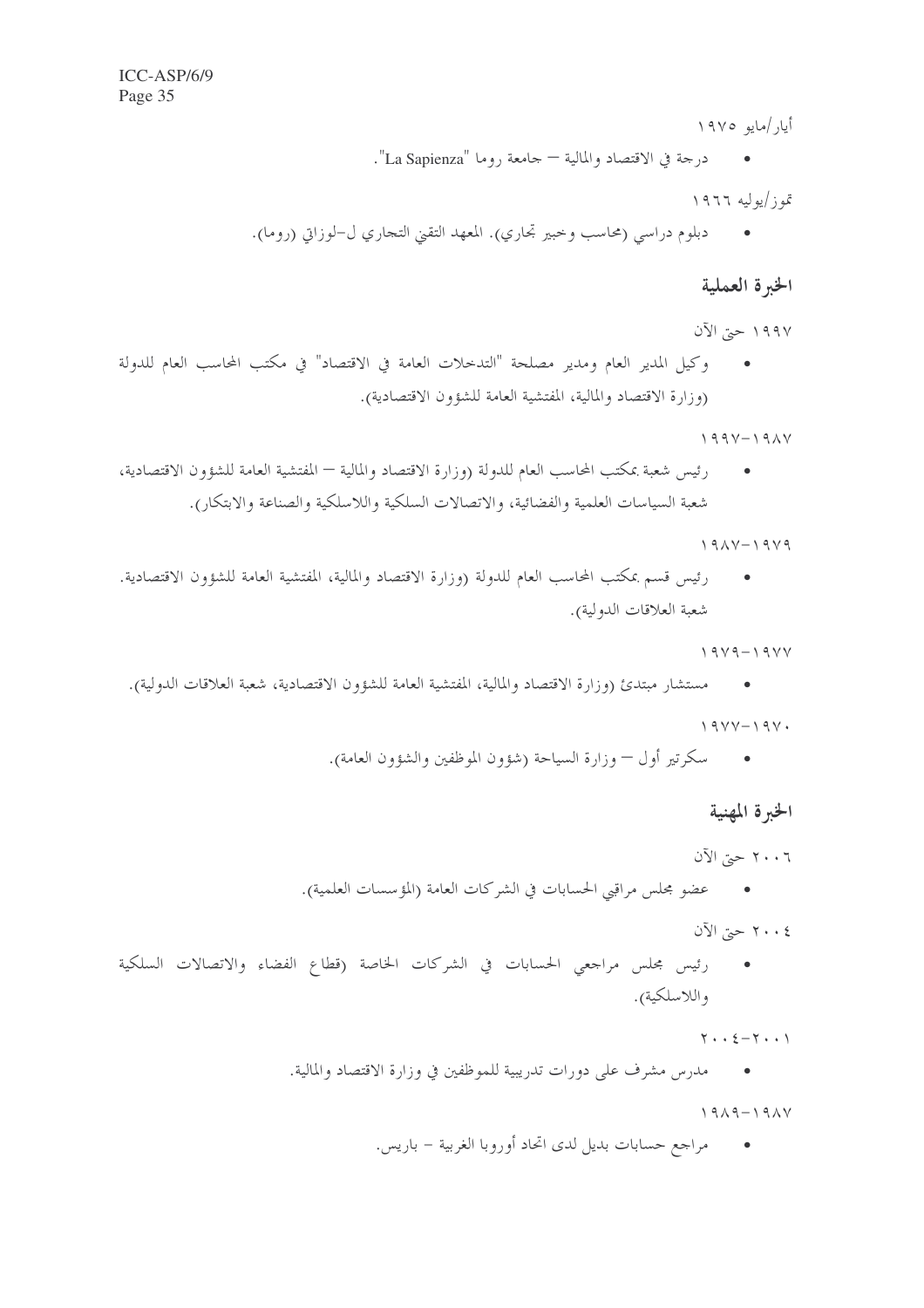أيار/مايو ١٩٧٥

- درجة في الاقتصاد والمالية — جامعة روما "La Sapienza".

تموز/يوليه ١٩٦٦

- دبلوم دراسي (محاسب وخبير تجاري). المعهد التقني التجاري ل-لوزاتي (روما).

## الخبرة العملية

١٩٩٧ حتى الآن

- وكيل المدير العام ومدير مصلحة "التدخلات العامة في الاقتصاد" في مكتب المحاسب العام للدولة (وزارة الاقتصاد والمالية، المفتشية العامة للشؤون الاقتصادية).

١٩٨٧-١٩٩٧

- رئيس شعبة بمكتب المحاسب العام للدولة (وزارة الاقتصاد والمالية — المفتشية العامة للشؤون الاقتصادية، شعبة السياسات العلمية والفضائية، والاتصالات السلكية واللاسلكية والصناعة والابتكار).

١٩٧٩-١٩٨٧

- رئيس قسم بمكتب المحاسب العام للدولة (وزارة الاقتصاد والمالية، المفتشية العامة للشؤون الاقتصادية. شعبة العلاقات الدولية).

١٩٧٧-١٩٧٩

- مستشار مبتدئ (وزارة الاقتصاد والمالية، المفتشية العامة للشؤون الاقتصادية، شعبة العلاقات الدولية).

١٩٧٠-١٩٧٧

- سكرتير أول — وزارة السياحة (شؤون الموظفين والشؤون العامة).

## الخبرة المهنية

٢٠٠٦ حتى الآن

- عضو مجلس مراقبي الحسابات في الشركات العامة (المؤسسات العلمية).

٢٠٠٤ حتى الآن

- رئيس مجلس مراجعي الحسابات في الشركات الخاصة (قطاع الفضاء والاتصالات السلكية واللاسلكية).

٢٠٠١-٢٠٠٤

- مدرس مشرف على دورات تدريبية للموظفين في وزارة الاقتصاد والمالية.

١٩٨٧-١٩٨٩

- مراجع حسابات بديل لدى اتحاد أوروبا الغربية - باريس.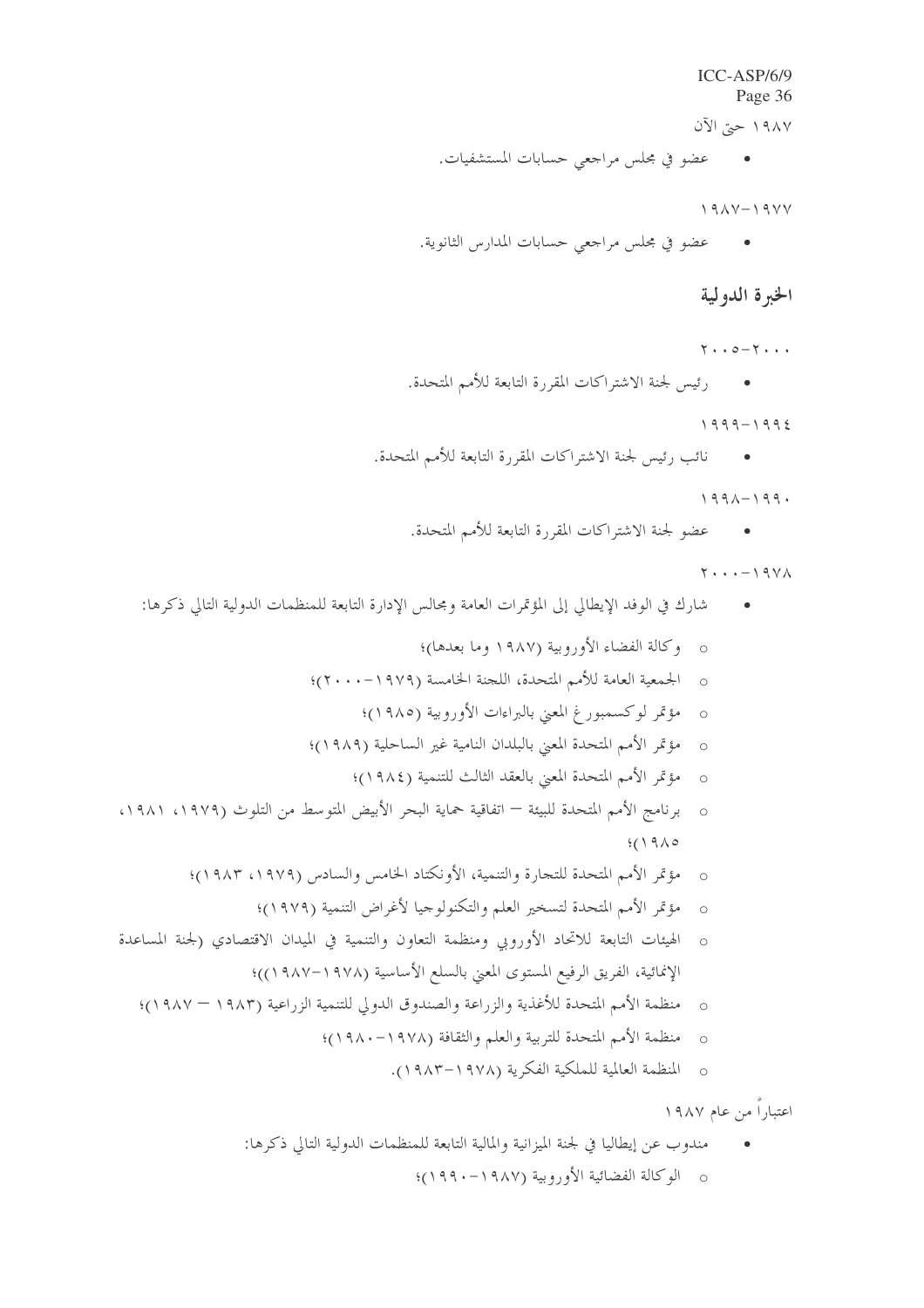١٩٨٧ حتى الآن

- عضو في مجلس مراجعي حسابات المستشفيات.

١٩٧٧-١٩٨٧

- عضو في مجلس مراجعي حسابات المدارس الثانوية.

## الخبرة الدولية

٢٠٠٠-٢٠٠٥

- رئيس لجنة الاشتراكات المقررة التابعة للأمم المتحدة.

١٩٩٤-١٩٩٩

- نائب رئيس لجنة الاشتراكات المقررة التابعة للأمم المتحدة.

١٩٩٠-١٩٩٨

- عضو لجنة الاشتراكات المقررة التابعة للأمم المتحدة.

١٩٧٨-٢٠٠٠

- شارك في الوفد الإيطالي إلى المؤتمرات العامة ومجالس الإدارة التابعة للمنظمات الدولية التالي ذكرها:
  - وكالة الفضاء الأوروبية (١٩٨٧ وما بعدها)؛
  - الجمعية العامة للأمم المتحدة، اللجنة الخامسة (١٩٧٩-٢٠٠٠)؛
  - مؤتمر لوكسمبورغ المعني بالبراءات الأوروبية (١٩٨٥)؛
  - مؤتمر الأمم المتحدة المعني بالبلدان النامية غير الساحلية (١٩٨٩)؛
  - مؤتمر الأمم المتحدة المعني بالعقد الثالث للتنمية (١٩٨٤)؛
  - برنامج الأمم المتحدة للبيئة — اتفاقية حماية البحر الأبيض المتوسط من التلوث (١٩٧٩، ١٩٨١، ١٩٨٥)؛
  - مؤتمر الأمم المتحدة للتجارة والتنمية، الأونكتاد الخامس والسادس (١٩٧٩، ١٩٨٣)؛
  - مؤتمر الأمم المتحدة لتسخير العلم والتكنولوجيا لأغراض التنمية (١٩٧٩)؛
  - الهيئات التابعة للاتحاد الأوروبي ومنظمة التعاون والتنمية في الميدان الاقتصادي (لجنة المساعدة الإنمائية، الفريق الرفيع المستوى المعني بالسلع الأساسية (١٩٧٨-١٩٨٧))؛
  - منظمة الأمم المتحدة للأغذية والزراعة والصندوق الدولي للتنمية الزراعية (١٩٨٣ — ١٩٨٧)؛
  - منظمة الأمم المتحدة للتربية والعلم والثقافة (١٩٧٨-١٩٨٠)؛
  - المنظمة العالمية للملكية الفكرية (١٩٧٨-١٩٨٣).

اعتباراً من عام ١٩٨٧

- مندوب عن إيطاليا في لجنة الميزانية والمالية التابعة للمنظمات الدولية التالي ذكرها:
  - الوكالة الفضائية الأوروبية (١٩٨٧-١٩٩٠)؛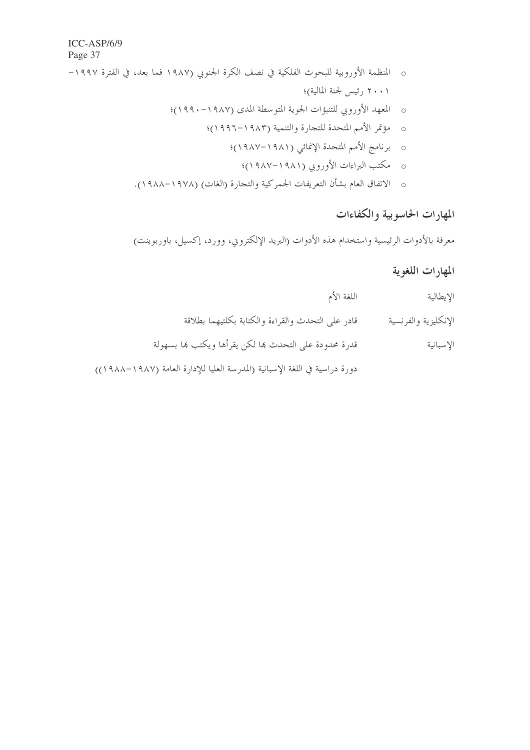- المنظمة الأوروبية للبحوث الفلكية في نصف الكرة الجنوبي (١٩٨٧ فما بعد، في الفترة ١٩٩٧-٢٠٠١ رئيس لجنة المالية)؛
- المعهد الأوروبي للتنبؤات الجوية المتوسطة المدى (١٩٨٧-١٩٩٠)؛
- مؤتمر الأمم المتحدة للتجارة والتنمية (١٩٨٣-١٩٩٦)؛
- برنامج الأمم المتحدة الإنمائي (١٩٨١-١٩٨٧)؛
- مكتب البراءات الأوروبي (١٩٨١-١٩٨٧)؛
- الاتفاق العام بشأن التعريفات الجمركية والتجارة (الغات) (١٩٧٨-١٩٨٨).

## المهارات الحاسوبية والكفاءات

معرفة بالأدوات الرئيسية واستخدام هذه الأدوات (البريد الإلكتروني، وورد، إكسيل، باوربوينت)

## المهارات اللغوية

| | |
|---|---|
| الإيطالية | اللغة الأم |
| الإنكليزية والفرنسية | قادر على التحدث والقراءة والكتابة بكلتيهما بطلاقة |
| الإسبانية | قدرة محدودة على التحدث بها لكن يقرأها ويكتب بها بسهولة |
| | دورة دراسية في اللغة الإسبانية (المدرسة العليا للإدارة العامة (١٩٨٧-١٩٨٨)) |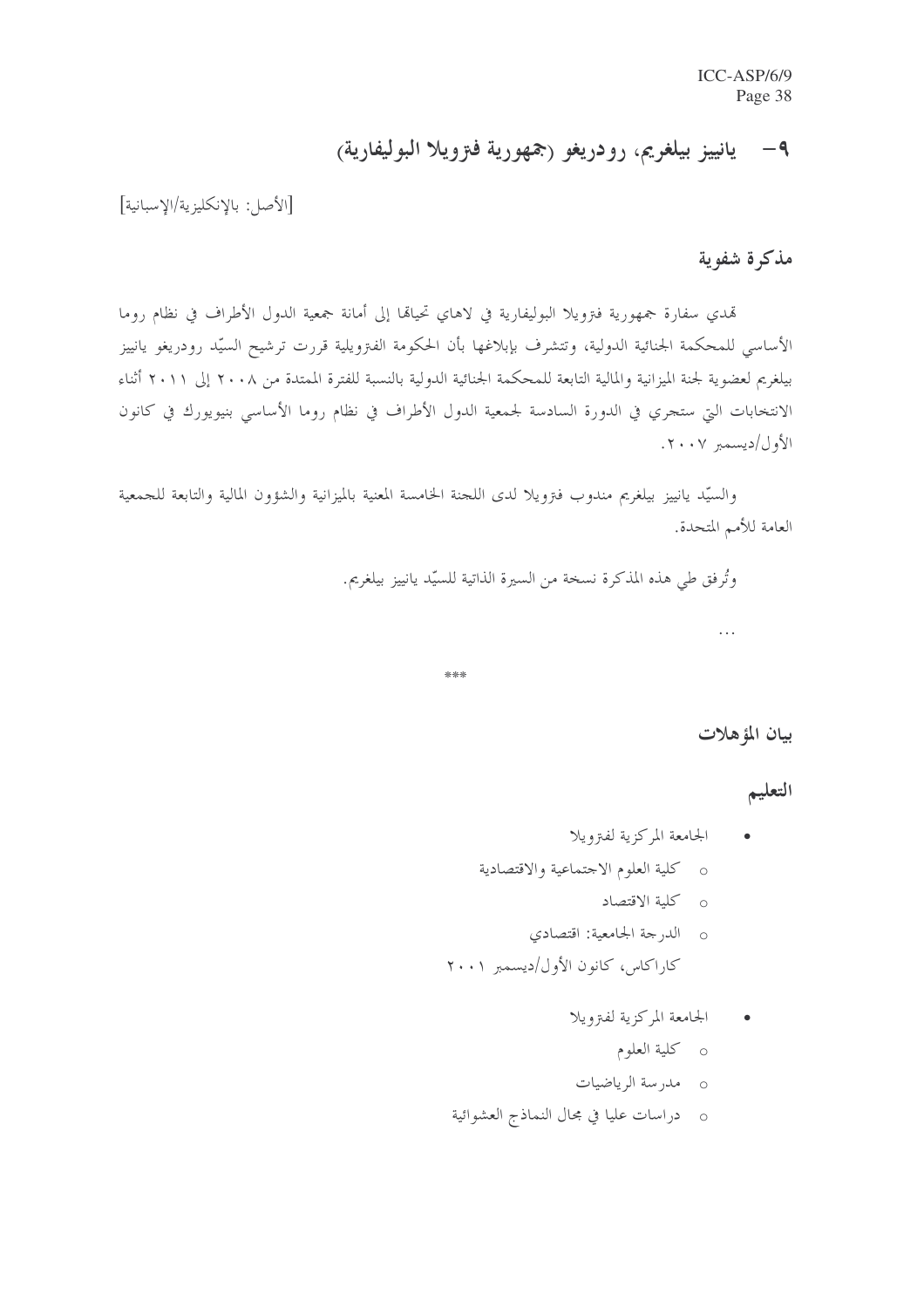## ٩- يانييز بيلغريم، رودريغو (جمهورية فنزويلا البوليفارية)

[الأصل: بالإنكليزية/الإسبانية]

### مذكرة شفوية

تهدي سفارة جمهورية فنزويلا البوليفارية في لاهاي تحياتها إلى أمانة جمعية الدول الأطراف في نظام روما الأساسي للمحكمة الجنائية الدولية، وتتشرف بإبلاغها بأن الحكومة الفنزويلية قررت ترشيح السيّد رودريغو يانييز بيلغريم لعضوية لجنة الميزانية والمالية التابعة للمحكمة الجنائية الدولية بالنسبة للفترة الممتدة من ٢٠٠٨ إلى ٢٠١١ أثناء الانتخابات التي ستجري في الدورة السادسة لجمعية الدول الأطراف في نظام روما الأساسي بنيويورك في كانون الأول/ديسمبر ٢٠٠٧.

والسيّد يانييز بيلغريم مندوب فنزويلا لدى اللجنة الخامسة المعنية بالميزانية والشؤون المالية والتابعة للجمعية العامة للأمم المتحدة.

وتُرفق طي هذه المذكرة نسخة من السيرة الذاتية للسيّد يانييز بيلغريم.

...

***

### بيان المؤهلات

#### التعليم

- الجامعة المركزية لفنزويلا
  - كلية العلوم الاجتماعية والاقتصادية
  - كلية الاقتصاد
  - الدرجة الجامعية: اقتصادي
  
  كاراكاس، كانون الأول/ديسمبر ٢٠٠١

- الجامعة المركزية لفنزويلا
  - كلية العلوم
  - مدرسة الرياضيات
  - دراسات عليا في مجال النماذج العشوائية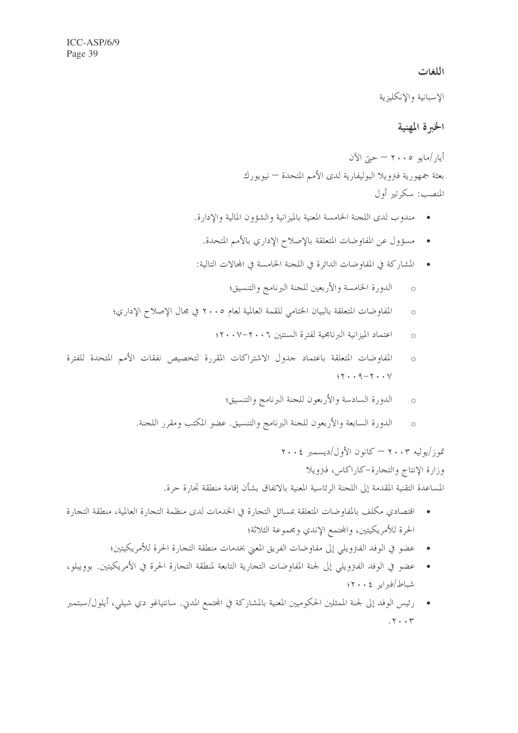## اللغات

الإسبانية والإنكليزية

## الخبرة المهنية

أيار/مايو ٢٠٠٥ – حتى الآن
بعثة جمهورية فنزويلا البوليفارية لدى الأمم المتحدة – نيويورك
المنصب: سكرتير أول

- مندوب لدى اللجنة الخامسة المعنية بالميزانية والشؤون المالية والإدارة.
- مسؤول عن المفاوضات المتعلقة بالإصلاح الإداري بالأمم المتحدة.
- المشاركة في المفاوضات الدائرة في اللجنة الخامسة في المجالات التالية:
  - الدورة الخامسة والأربعين للجنة البرنامج والتنسيق؛
  - المفاوضات المتعلقة بالبيان الختامي للقمة العالمية لعام ٢٠٠٥ في مجال الإصلاح الإداري؛
  - اعتماد الميزانية البرنامجية لفترة السنتين ٢٠٠٦-٢٠٠٧؛
  - المفاوضات المتعلقة باعتماد جدول الاشتراكات المقررة لتخصيص نفقات الأمم المتحدة للفترة ٢٠٠٧-٢٠٠٩؛
  - الدورة السادسة والأربعون للجنة البرنامج والتنسيق؛
  - الدورة السابعة والأربعون للجنة البرنامج والتنسيق. عضو المكتب ومقرر اللجنة.

تموز/يوليه ٢٠٠٣ – كانون الأول/ديسمبر ٢٠٠٤
وزارة الإنتاج والتجارة-كاراكاس، فنزويلا
المساعدة التقنية المقدمة إلى اللجنة الرئاسية المعنية بالاتفاق بشأن إقامة منطقة تجارة حرة.

- اقتصادي مكلف بالمفاوضات المتعلقة بمسائل التجارة في الخدمات لدى منظمة التجارة العالمية، منطقة التجارة الحرة للأمريكيتين، والمجتمع الإندي ومجموعة الثلاثة؛
- عضو في الوفد الفنزويلي إلى مفاوضات الفريق المعني بخدمات منطقة التجارة الحرة للأمريكيتين؛
- عضو في الوفد الفنزويلي إلى لجنة المفاوضات التجارية التابعة لمنطقة التجارة الحرة في الأمريكيتين. بوويبلو، شباط/فبراير ٢٠٠٤؛
- رئيس الوفد إلى لجنة الممثلين الحكوميين المعنية بالمشاركة في المجتمع المدني. سانتياغو دي شيلي، أيلول/سبتمبر ٢٠٠٣.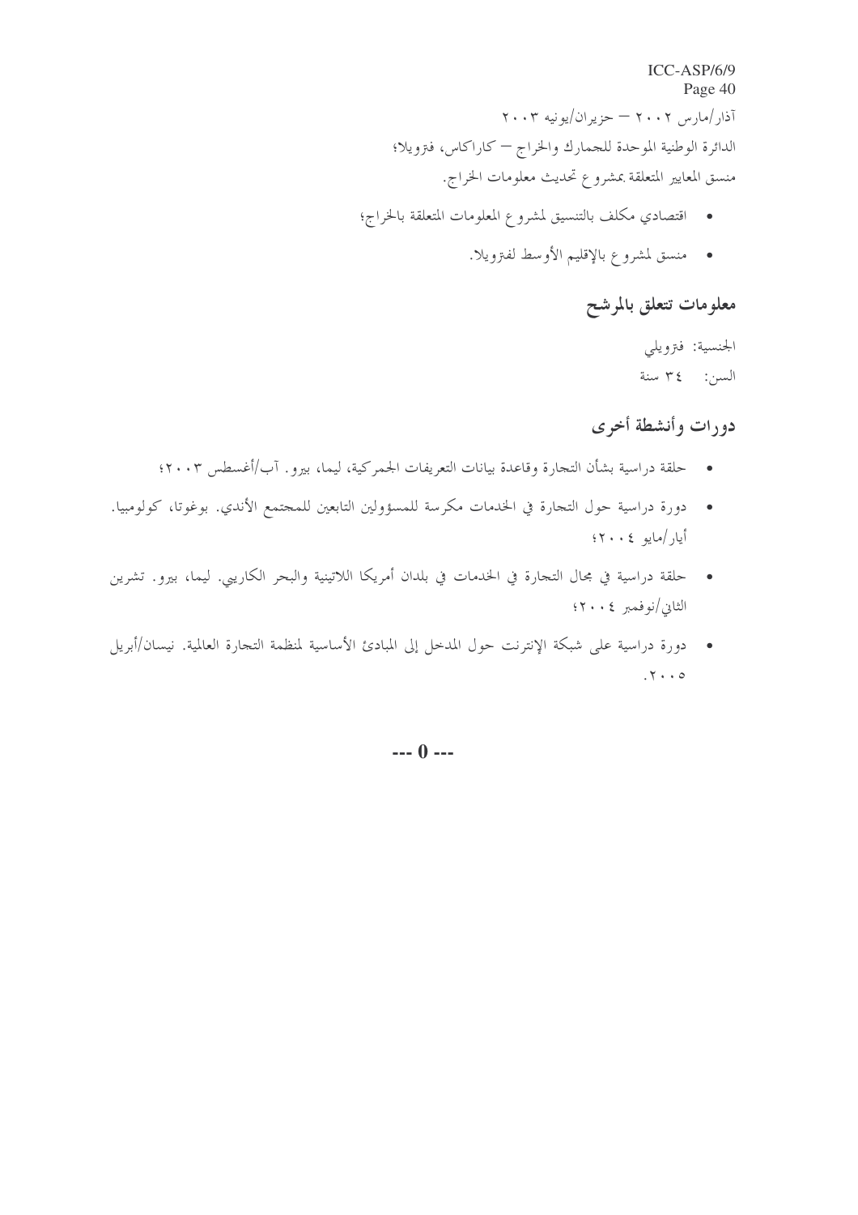آذار/مارس ٢٠٠٢ – حزيران/يونيه ٢٠٠٣

الدائرة الوطنية الموحدة للجمارك والخراج – كاراكاس، فنزويلا؛

منسق المعايير المتعلقة بمشروع تحديث معلومات الخراج.

- اقتصادي مكلف بالتنسيق لمشروع المعلومات المتعلقة بالخراج؛
- منسق لمشروع بالإقليم الأوسط لفنزويلا.

## معلومات تتعلق بالمرشح

الجنسية: فنزويلي

السن: ٣٤ سنة

## دورات وأنشطة أخرى

- حلقة دراسية بشأن التجارة وقاعدة بيانات التعريفات الجمركية، ليما، بيرو. آب/أغسطس ٢٠٠٣؛
- دورة دراسية حول التجارة في الخدمات مكرسة للمسؤولين التابعين للمجتمع الأندي. بوغوتا، كولومبيا. أيار/مايو ٢٠٠٤؛
- حلقة دراسية في مجال التجارة في الخدمات في بلدان أمريكا اللاتينية والبحر الكاريبي. ليما، بيرو. تشرين الثاني/نوفمبر ٢٠٠٤؛
- دورة دراسية على شبكة الإنترنت حول المدخل إلى المبادئ الأساسية لمنظمة التجارة العالمية. نيسان/أبريل ٢٠٠٥.

**--- 0 ---**